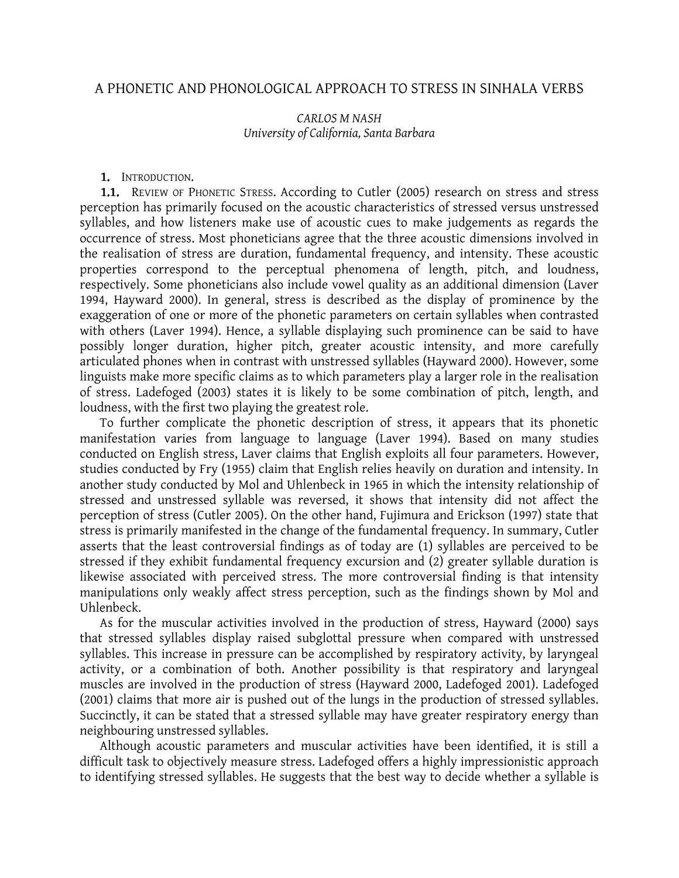# A PHONETIC AND PHONOLOGICAL APPROACH TO STRESS IN SINHALA VERBS

*CARLOS M NASH*
*University of California, Santa Barbara*

## 1. INTRODUCTION.

**1.1.** REVIEW OF PHONETIC STRESS. According to Cutler (2005) research on stress and stress perception has primarily focused on the acoustic characteristics of stressed versus unstressed syllables, and how listeners make use of acoustic cues to make judgements as regards the occurrence of stress. Most phoneticians agree that the three acoustic dimensions involved in the realisation of stress are duration, fundamental frequency, and intensity. These acoustic properties correspond to the perceptual phenomena of length, pitch, and loudness, respectively. Some phoneticians also include vowel quality as an additional dimension (Laver 1994, Hayward 2000). In general, stress is described as the display of prominence by the exaggeration of one or more of the phonetic parameters on certain syllables when contrasted with others (Laver 1994). Hence, a syllable displaying such prominence can be said to have possibly longer duration, higher pitch, greater acoustic intensity, and more carefully articulated phones when in contrast with unstressed syllables (Hayward 2000). However, some linguists make more specific claims as to which parameters play a larger role in the realisation of stress. Ladefoged (2003) states it is likely to be some combination of pitch, length, and loudness, with the first two playing the greatest role.

To further complicate the phonetic description of stress, it appears that its phonetic manifestation varies from language to language (Laver 1994). Based on many studies conducted on English stress, Laver claims that English exploits all four parameters. However, studies conducted by Fry (1955) claim that English relies heavily on duration and intensity. In another study conducted by Mol and Uhlenbeck in 1965 in which the intensity relationship of stressed and unstressed syllable was reversed, it shows that intensity did not affect the perception of stress (Cutler 2005). On the other hand, Fujimura and Erickson (1997) state that stress is primarily manifested in the change of the fundamental frequency. In summary, Cutler asserts that the least controversial findings as of today are (1) syllables are perceived to be stressed if they exhibit fundamental frequency excursion and (2) greater syllable duration is likewise associated with perceived stress. The more controversial finding is that intensity manipulations only weakly affect stress perception, such as the findings shown by Mol and Uhlenbeck.

As for the muscular activities involved in the production of stress, Hayward (2000) says that stressed syllables display raised subglottal pressure when compared with unstressed syllables. This increase in pressure can be accomplished by respiratory activity, by laryngeal activity, or a combination of both. Another possibility is that respiratory and laryngeal muscles are involved in the production of stress (Hayward 2000, Ladefoged 2001). Ladefoged (2001) claims that more air is pushed out of the lungs in the production of stressed syllables. Succinctly, it can be stated that a stressed syllable may have greater respiratory energy than neighbouring unstressed syllables.

Although acoustic parameters and muscular activities have been identified, it is still a difficult task to objectively measure stress. Ladefoged offers a highly impressionistic approach to identifying stressed syllables. He suggests that the best way to decide whether a syllable is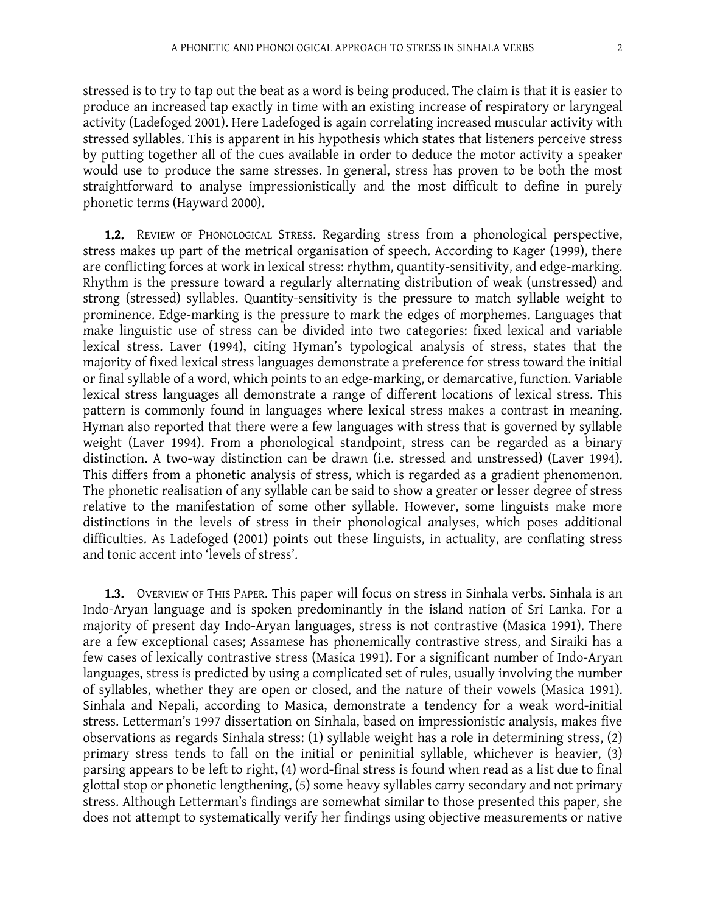stressed is to try to tap out the beat as a word is being produced. The claim is that it is easier to produce an increased tap exactly in time with an existing increase of respiratory or laryngeal activity (Ladefoged 2001). Here Ladefoged is again correlating increased muscular activity with stressed syllables. This is apparent in his hypothesis which states that listeners perceive stress by putting together all of the cues available in order to deduce the motor activity a speaker would use to produce the same stresses. In general, stress has proven to be both the most straightforward to analyse impressionistically and the most difficult to define in purely phonetic terms (Hayward 2000).

**1.2.** REVIEW OF PHONOLOGICAL STRESS. Regarding stress from a phonological perspective, stress makes up part of the metrical organisation of speech. According to Kager (1999), there are conflicting forces at work in lexical stress: rhythm, quantity-sensitivity, and edge-marking. Rhythm is the pressure toward a regularly alternating distribution of weak (unstressed) and strong (stressed) syllables. Quantity-sensitivity is the pressure to match syllable weight to prominence. Edge-marking is the pressure to mark the edges of morphemes. Languages that make linguistic use of stress can be divided into two categories: fixed lexical and variable lexical stress. Laver (1994), citing Hyman's typological analysis of stress, states that the majority of fixed lexical stress languages demonstrate a preference for stress toward the initial or final syllable of a word, which points to an edge-marking, or demarcative, function. Variable lexical stress languages all demonstrate a range of different locations of lexical stress. This pattern is commonly found in languages where lexical stress makes a contrast in meaning. Hyman also reported that there were a few languages with stress that is governed by syllable weight (Laver 1994). From a phonological standpoint, stress can be regarded as a binary distinction. A two-way distinction can be drawn (i.e. stressed and unstressed) (Laver 1994). This differs from a phonetic analysis of stress, which is regarded as a gradient phenomenon. The phonetic realisation of any syllable can be said to show a greater or lesser degree of stress relative to the manifestation of some other syllable. However, some linguists make more distinctions in the levels of stress in their phonological analyses, which poses additional difficulties. As Ladefoged (2001) points out these linguists, in actuality, are conflating stress and tonic accent into 'levels of stress'.

**1.3.** OVERVIEW OF THIS PAPER. This paper will focus on stress in Sinhala verbs. Sinhala is an Indo-Aryan language and is spoken predominantly in the island nation of Sri Lanka. For a majority of present day Indo-Aryan languages, stress is not contrastive (Masica 1991). There are a few exceptional cases; Assamese has phonemically contrastive stress, and Siraiki has a few cases of lexically contrastive stress (Masica 1991). For a significant number of Indo-Aryan languages, stress is predicted by using a complicated set of rules, usually involving the number of syllables, whether they are open or closed, and the nature of their vowels (Masica 1991). Sinhala and Nepali, according to Masica, demonstrate a tendency for a weak word-initial stress. Letterman's 1997 dissertation on Sinhala, based on impressionistic analysis, makes five observations as regards Sinhala stress: (1) syllable weight has a role in determining stress, (2) primary stress tends to fall on the initial or peninitial syllable, whichever is heavier, (3) parsing appears to be left to right, (4) word-final stress is found when read as a list due to final glottal stop or phonetic lengthening, (5) some heavy syllables carry secondary and not primary stress. Although Letterman's findings are somewhat similar to those presented this paper, she does not attempt to systematically verify her findings using objective measurements or native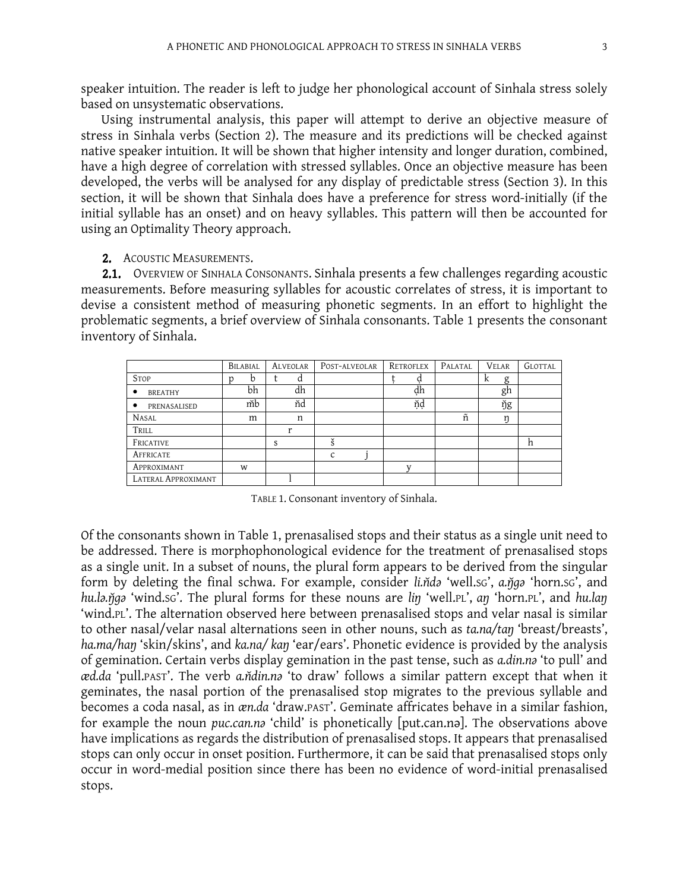speaker intuition. The reader is left to judge her phonological account of Sinhala stress solely based on unsystematic observations.

Using instrumental analysis, this paper will attempt to derive an objective measure of stress in Sinhala verbs (Section 2). The measure and its predictions will be checked against native speaker intuition. It will be shown that higher intensity and longer duration, combined, have a high degree of correlation with stressed syllables. Once an objective measure has been developed, the verbs will be analysed for any display of predictable stress (Section 3). In this section, it will be shown that Sinhala does have a preference for stress word-initially (if the initial syllable has an onset) and on heavy syllables. This pattern will then be accounted for using an Optimality Theory approach.

## 2. Acoustic Measurements.

### 2.1. Overview of Sinhala Consonants.

Sinhala presents a few challenges regarding acoustic measurements. Before measuring syllables for acoustic correlates of stress, it is important to devise a consistent method of measuring phonetic segments. In an effort to highlight the problematic segments, a brief overview of Sinhala consonants. Table 1 presents the consonant inventory of Sinhala.

| | Bilabial | Alveolar | Post-alveolar | Retroflex | Palatal | Velar | Glottal |
|---|---|---|---|---|---|---|---|
| Stop | p b | t d | | ṭ ḍ | | k g | |
| • breathy | bh | dh | | ḍh | | gh | |
| • prenasalised | m̆b | n̆d | | n̆ḍ | | ŋ̆g | |
| Nasal | m | n | | | ñ | ŋ | |
| Trill | | r | | | | | |
| Fricative | | s | š | | | | h |
| Affricate | | | c j | | | | |
| Approximant | w | | | y | | | |
| Lateral Approximant | | l | | | | | |

Table 1. Consonant inventory of Sinhala.

Of the consonants shown in Table 1, prenasalised stops and their status as a single unit need to be addressed. There is morphophonological evidence for the treatment of prenasalised stops as a single unit. In a subset of nouns, the plural form appears to be derived from the singular form by deleting the final schwa. For example, consider *li.n̆də* 'well.SG', *a.ŋ̆gə* 'horn.SG', and *hu.lə.ŋ̆gə* 'wind.SG'. The plural forms for these nouns are *liŋ* 'well.PL', *aŋ* 'horn.PL', and *hu.laŋ* 'wind.PL'. The alternation observed here between prenasalised stops and velar nasal is similar to other nasal/velar nasal alternations seen in other nouns, such as *ta.na/taŋ* 'breast/breasts', *ha.ma/haŋ* 'skin/skins', and *ka.na/ kaŋ* 'ear/ears'. Phonetic evidence is provided by the analysis of gemination. Certain verbs display gemination in the past tense, such as *a.din.nə* 'to pull' and *æd.da* 'pull.PAST'. The verb *a.n̆din.nə* 'to draw' follows a similar pattern except that when it geminates, the nasal portion of the prenasalised stop migrates to the previous syllable and becomes a coda nasal, as in *æn.da* 'draw.PAST'. Geminate affricates behave in a similar fashion, for example the noun *puc.can.nə* 'child' is phonetically [put.can.nə]. The observations above have implications as regards the distribution of prenasalised stops. It appears that prenasalised stops can only occur in onset position. Furthermore, it can be said that prenasalised stops only occur in word-medial position since there has been no evidence of word-initial prenasalised stops.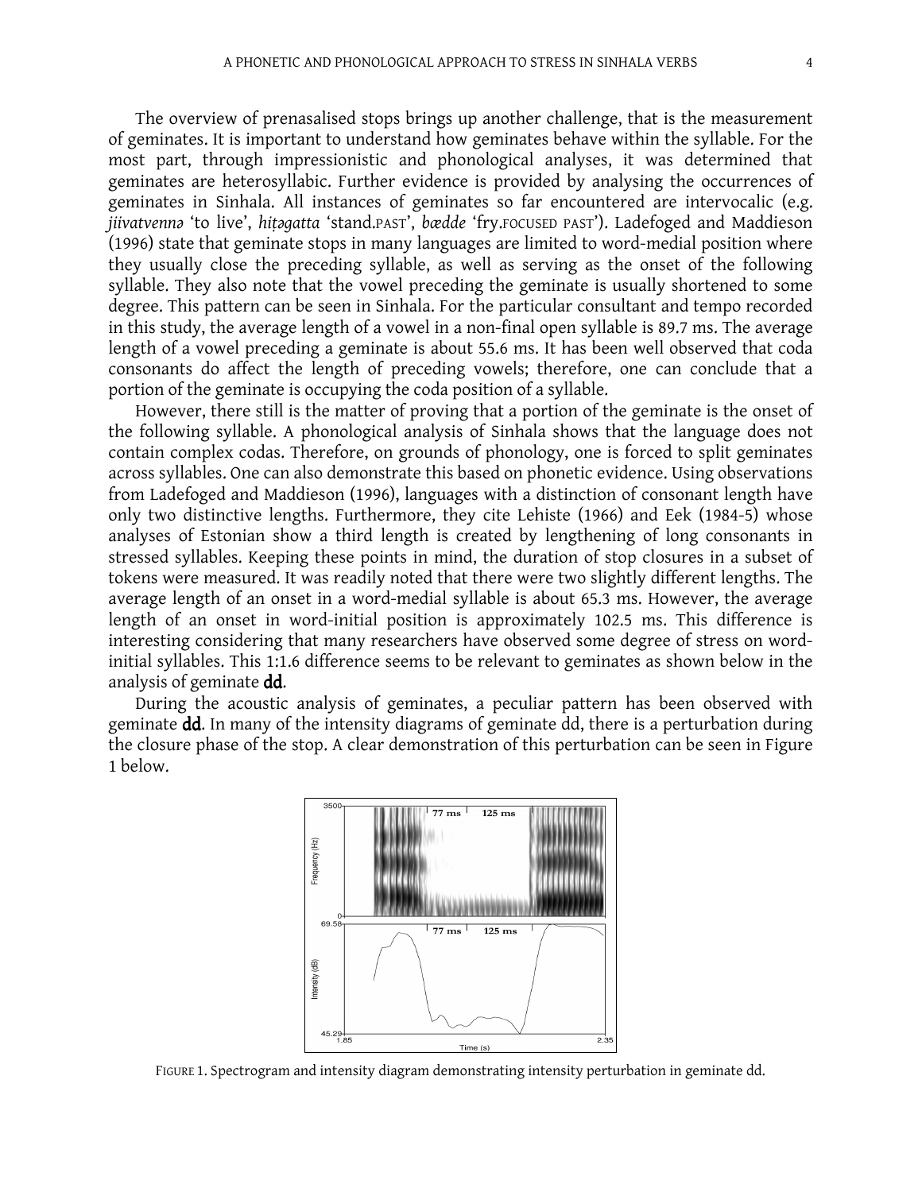The overview of prenasalised stops brings up another challenge, that is the measurement of geminates. It is important to understand how geminates behave within the syllable. For the most part, through impressionistic and phonological analyses, it was determined that geminates are heterosyllabic. Further evidence is provided by analysing the occurrences of geminates in Sinhala. All instances of geminates so far encountered are intervocalic (e.g. *jiivatvennə* 'to live', *hiṭəgatta* 'stand.PAST', *bædde* 'fry.FOCUSED PAST'). Ladefoged and Maddieson (1996) state that geminate stops in many languages are limited to word-medial position where they usually close the preceding syllable, as well as serving as the onset of the following syllable. They also note that the vowel preceding the geminate is usually shortened to some degree. This pattern can be seen in Sinhala. For the particular consultant and tempo recorded in this study, the average length of a vowel in a non-final open syllable is 89.7 ms. The average length of a vowel preceding a geminate is about 55.6 ms. It has been well observed that coda consonants do affect the length of preceding vowels; therefore, one can conclude that a portion of the geminate is occupying the coda position of a syllable.

However, there still is the matter of proving that a portion of the geminate is the onset of the following syllable. A phonological analysis of Sinhala shows that the language does not contain complex codas. Therefore, on grounds of phonology, one is forced to split geminates across syllables. One can also demonstrate this based on phonetic evidence. Using observations from Ladefoged and Maddieson (1996), languages with a distinction of consonant length have only two distinctive lengths. Furthermore, they cite Lehiste (1966) and Eek (1984-5) whose analyses of Estonian show a third length is created by lengthening of long consonants in stressed syllables. Keeping these points in mind, the duration of stop closures in a subset of tokens were measured. It was readily noted that there were two slightly different lengths. The average length of an onset in a word-medial syllable is about 65.3 ms. However, the average length of an onset in word-initial position is approximately 102.5 ms. This difference is interesting considering that many researchers have observed some degree of stress on word-initial syllables. This 1:1.6 difference seems to be relevant to geminates as shown below in the analysis of geminate **dd**.

During the acoustic analysis of geminates, a peculiar pattern has been observed with geminate **dd**. In many of the intensity diagrams of geminate dd, there is a perturbation during the closure phase of the stop. A clear demonstration of this perturbation can be seen in Figure 1 below.

FIGURE 1. Spectrogram and intensity diagram demonstrating intensity perturbation in geminate dd.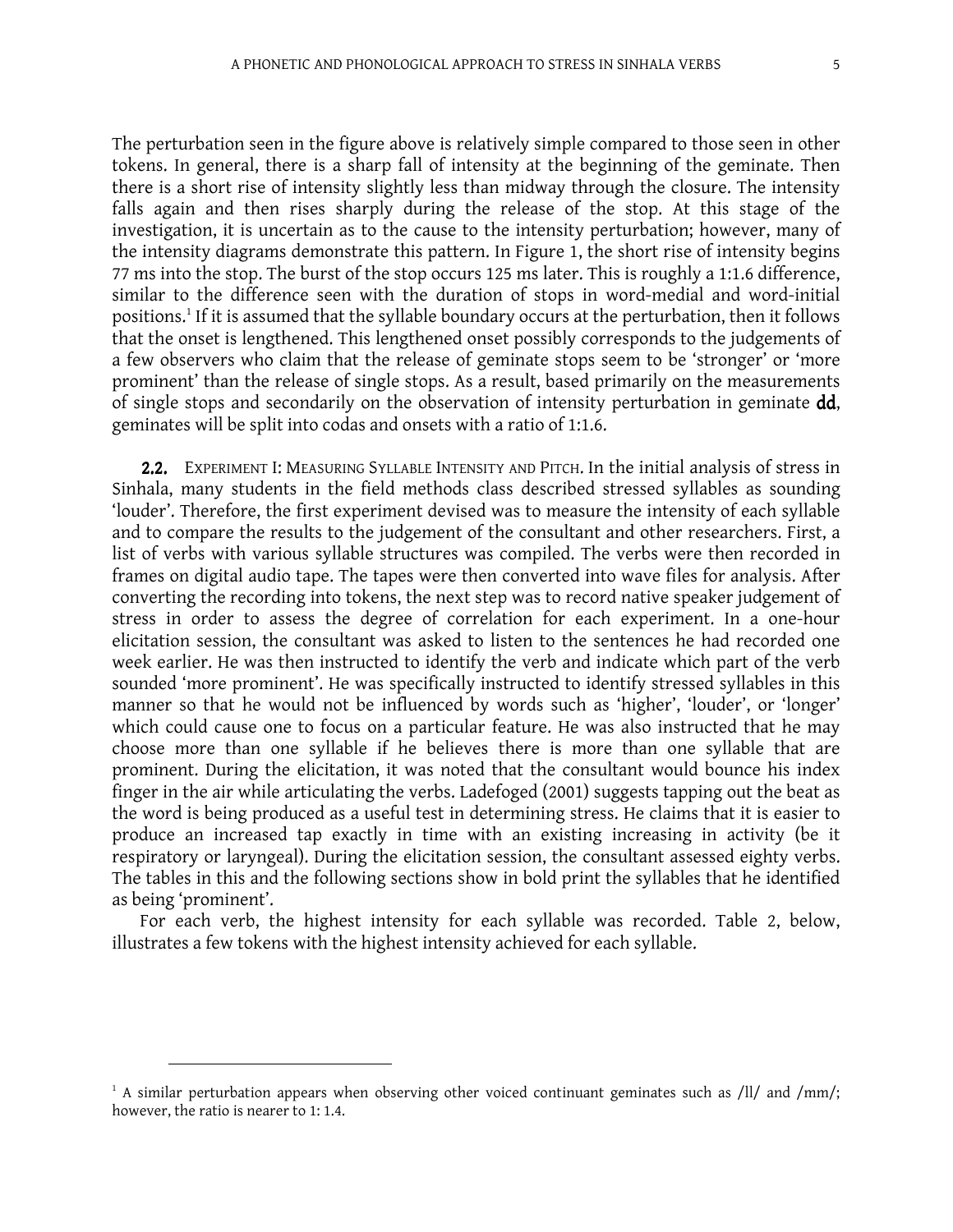The perturbation seen in the figure above is relatively simple compared to those seen in other tokens. In general, there is a sharp fall of intensity at the beginning of the geminate. Then there is a short rise of intensity slightly less than midway through the closure. The intensity falls again and then rises sharply during the release of the stop. At this stage of the investigation, it is uncertain as to the cause to the intensity perturbation; however, many of the intensity diagrams demonstrate this pattern. In Figure 1, the short rise of intensity begins 77 ms into the stop. The burst of the stop occurs 125 ms later. This is roughly a 1:1.6 difference, similar to the difference seen with the duration of stops in word-medial and word-initial positions.[1] If it is assumed that the syllable boundary occurs at the perturbation, then it follows that the onset is lengthened. This lengthened onset possibly corresponds to the judgements of a few observers who claim that the release of geminate stops seem to be 'stronger' or 'more prominent' than the release of single stops. As a result, based primarily on the measurements of single stops and secondarily on the observation of intensity perturbation in geminate **dd**, geminates will be split into codas and onsets with a ratio of 1:1.6.

**2.2.** EXPERIMENT I: MEASURING SYLLABLE INTENSITY AND PITCH. In the initial analysis of stress in Sinhala, many students in the field methods class described stressed syllables as sounding 'louder'. Therefore, the first experiment devised was to measure the intensity of each syllable and to compare the results to the judgement of the consultant and other researchers. First, a list of verbs with various syllable structures was compiled. The verbs were then recorded in frames on digital audio tape. The tapes were then converted into wave files for analysis. After converting the recording into tokens, the next step was to record native speaker judgement of stress in order to assess the degree of correlation for each experiment. In a one-hour elicitation session, the consultant was asked to listen to the sentences he had recorded one week earlier. He was then instructed to identify the verb and indicate which part of the verb sounded 'more prominent'. He was specifically instructed to identify stressed syllables in this manner so that he would not be influenced by words such as 'higher', 'louder', or 'longer' which could cause one to focus on a particular feature. He was also instructed that he may choose more than one syllable if he believes there is more than one syllable that are prominent. During the elicitation, it was noted that the consultant would bounce his index finger in the air while articulating the verbs. Ladefoged (2001) suggests tapping out the beat as the word is being produced as a useful test in determining stress. He claims that it is easier to produce an increased tap exactly in time with an existing increasing in activity (be it respiratory or laryngeal). During the elicitation session, the consultant assessed eighty verbs. The tables in this and the following sections show in bold print the syllables that he identified as being 'prominent'.

For each verb, the highest intensity for each syllable was recorded. Table 2, below, illustrates a few tokens with the highest intensity achieved for each syllable.

---

[1] A similar perturbation appears when observing other voiced continuant geminates such as /ll/ and /mm/; however, the ratio is nearer to 1: 1.4.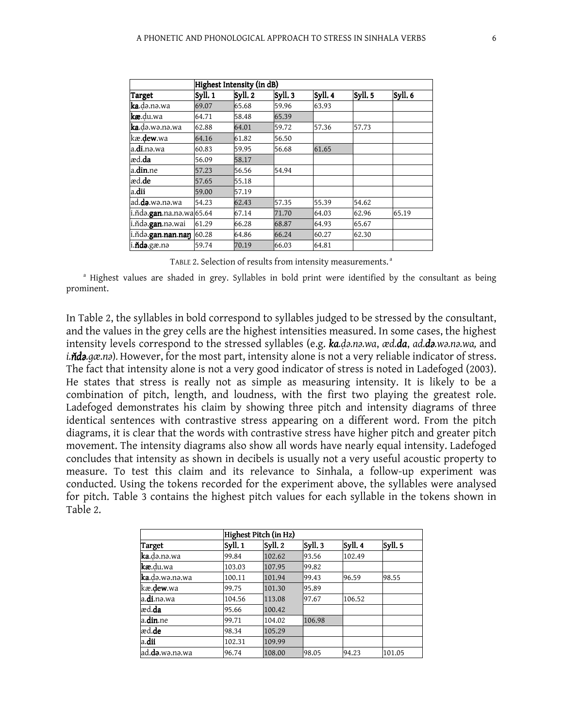| | Highest Intensity (in dB) | | | | | |
|---|---|---|---|---|---|---|
| **Target** | **Syll. 1** | **Syll. 2** | **Syll. 3** | **Syll. 4** | **Syll. 5** | **Syll. 6** |
| **ka**.ḍə.nə.wa | 69.07 | 65.68 | 59.96 | 63.93 | | |
| **kæ**.ḍu.wa | 64.71 | 58.48 | 65.39 | | | |
| **ka**.ḍə.wə.nə.wa | 62.88 | 64.01 | 59.72 | 57.36 | 57.73 | |
| kæ.**ḍew**.wa | 64.16 | 61.82 | 56.50 | | | |
| a.**di**.nə.wa | 60.83 | 59.95 | 56.68 | 61.65 | | |
| æd.**da** | 56.09 | 58.17 | | | | |
| a.**din**.ne | 57.23 | 56.56 | 54.94 | | | |
| æd.**de** | 57.65 | 55.18 | | | | |
| a.**dii** | 59.00 | 57.19 | | | | |
| ad.**də**.wə.nə.wa | 54.23 | 62.43 | 57.35 | 55.39 | 54.62 | |
| i.n̆də.**gan**.na.nə.wa | 65.64 | 67.14 | 71.70 | 64.03 | 62.96 | 65.19 |
| i.n̆də.**gan**.nə.wai | 61.29 | 66.28 | 68.87 | 64.93 | 65.67 | |
| i.n̆də.**gan**.**nan**.**naŋ** | 60.28 | 64.86 | 66.24 | 60.27 | 62.30 | |
| i.**n̆də**.gæ.nə | 59.74 | 70.19 | 66.03 | 64.81 | | |

TABLE 2. Selection of results from intensity measurements.[a]

[a] Highest values are shaded in grey. Syllables in bold print were identified by the consultant as being prominent.

In Table 2, the syllables in bold correspond to syllables judged to be stressed by the consultant, and the values in the grey cells are the highest intensities measured. In some cases, the highest intensity levels correspond to the stressed syllables (e.g. ***ka**.ḍə.nə.wa*, *æd.**da***, *ad.**də**.wə.nə.wa,* and *i.**n̆də**.gæ.nə*). However, for the most part, intensity alone is not a very reliable indicator of stress. The fact that intensity alone is not a very good indicator of stress is noted in Ladefoged (2003). He states that stress is really not as simple as measuring intensity. It is likely to be a combination of pitch, length, and loudness, with the first two playing the greatest role. Ladefoged demonstrates his claim by showing three pitch and intensity diagrams of three identical sentences with contrastive stress appearing on a different word. From the pitch diagrams, it is clear that the words with contrastive stress have higher pitch and greater pitch movement. The intensity diagrams also show all words have nearly equal intensity. Ladefoged concludes that intensity as shown in decibels is usually not a very useful acoustic property to measure. To test this claim and its relevance to Sinhala, a follow-up experiment was conducted. Using the tokens recorded for the experiment above, the syllables were analysed for pitch. Table 3 contains the highest pitch values for each syllable in the tokens shown in Table 2.

| | Highest Pitch (in Hz) | | | | |
|---|---|---|---|---|---|
| **Target** | **Syll. 1** | **Syll. 2** | **Syll. 3** | **Syll. 4** | **Syll. 5** |
| **ka**.ḍə.nə.wa | 99.84 | 102.62 | 93.56 | 102.49 | |
| **kæ**.ḍu.wa | 103.03 | 107.95 | 99.82 | | |
| **ka**.ḍə.wə.nə.wa | 100.11 | 101.94 | 99.43 | 96.59 | 98.55 |
| kæ.**ḍew**.wa | 99.75 | 101.30 | 95.89 | | |
| a.**di**.nə.wa | 104.56 | 113.08 | 97.67 | 106.52 | |
| æd.**da** | 95.66 | 100.42 | | | |
| a.**din**.ne | 99.71 | 104.02 | 106.98 | | |
| æd.**de** | 98.34 | 105.29 | | | |
| a.**dii** | 102.31 | 109.99 | | | |
| ad.**də**.wə.nə.wa | 96.74 | 108.00 | 98.05 | 94.23 | 101.05 |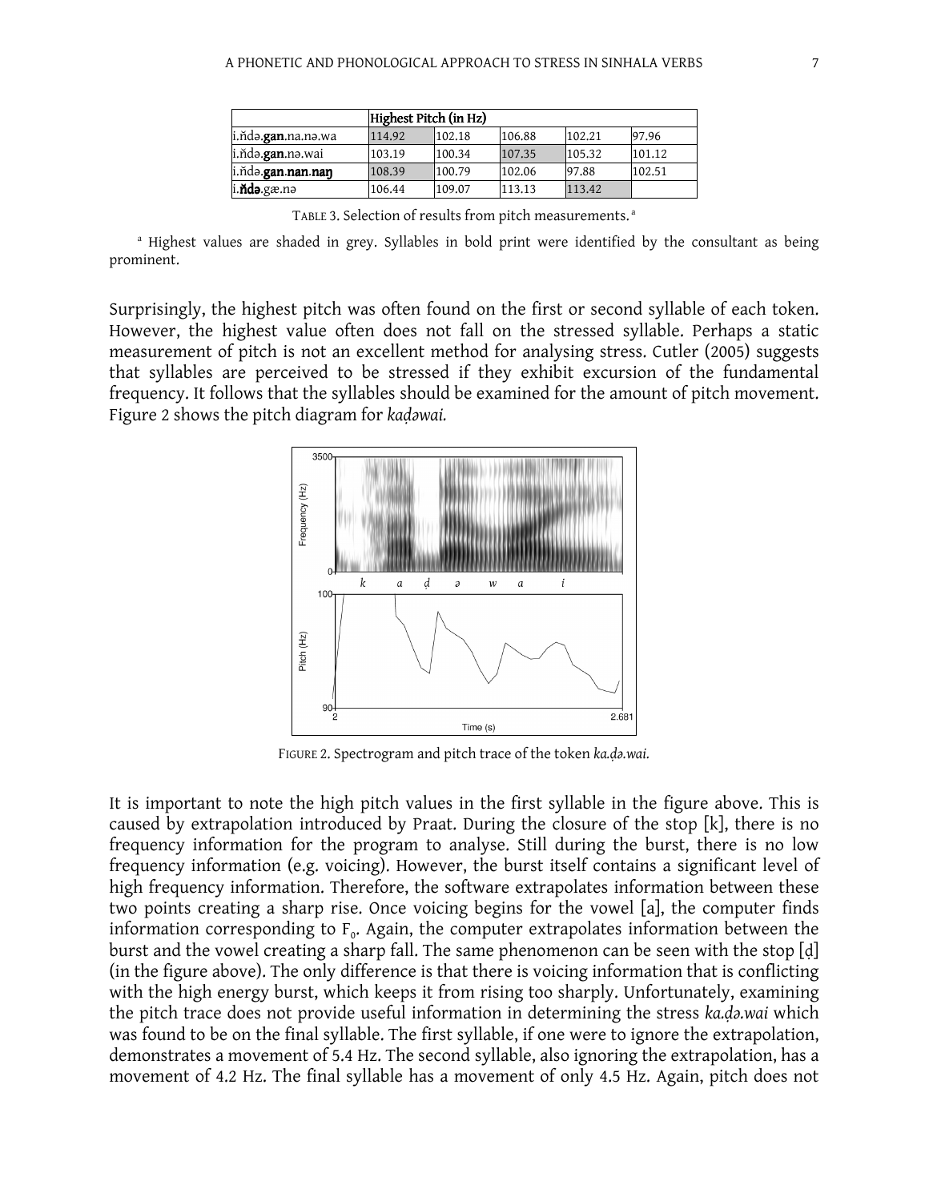| Highest Pitch (in Hz) | | | | | |
|---|---|---|---|---|---|
| i.ňdə.**gan**.na.nə.wa | 114.92 | 102.18 | 106.88 | 102.21 | 97.96 |
| i.ňdə.**gan**.nə.wai | 103.19 | 100.34 | 107.35 | 105.32 | 101.12 |
| i.ňdə.**gan**.**nan**.**naŋ** | 108.39 | 100.79 | 102.06 | 97.88 | 102.51 |
| i.**ňdə**.gæ.nə | 106.44 | 109.07 | 113.13 | 113.42 | |

TABLE 3. Selection of results from pitch measurements.[a]

[a] Highest values are shaded in grey. Syllables in bold print were identified by the consultant as being prominent.

Surprisingly, the highest pitch was often found on the first or second syllable of each token. However, the highest value often does not fall on the stressed syllable. Perhaps a static measurement of pitch is not an excellent method for analysing stress. Cutler (2005) suggests that syllables are perceived to be stressed if they exhibit excursion of the fundamental frequency. It follows that the syllables should be examined for the amount of pitch movement. Figure 2 shows the pitch diagram for *kaḍəwai.*

FIGURE 2. Spectrogram and pitch trace of the token *ka.ḍə.wai.*

It is important to note the high pitch values in the first syllable in the figure above. This is caused by extrapolation introduced by Praat. During the closure of the stop [k], there is no frequency information for the program to analyse. Still during the burst, there is no low frequency information (e.g. voicing). However, the burst itself contains a significant level of high frequency information. Therefore, the software extrapolates information between these two points creating a sharp rise. Once voicing begins for the vowel [a], the computer finds information corresponding to $F_0$. Again, the computer extrapolates information between the burst and the vowel creating a sharp fall. The same phenomenon can be seen with the stop [ḍ] (in the figure above). The only difference is that there is voicing information that is conflicting with the high energy burst, which keeps it from rising too sharply. Unfortunately, examining the pitch trace does not provide useful information in determining the stress *ka.ḍə.wai* which was found to be on the final syllable. The first syllable, if one were to ignore the extrapolation, demonstrates a movement of 5.4 Hz. The second syllable, also ignoring the extrapolation, has a movement of 4.2 Hz. The final syllable has a movement of only 4.5 Hz. Again, pitch does not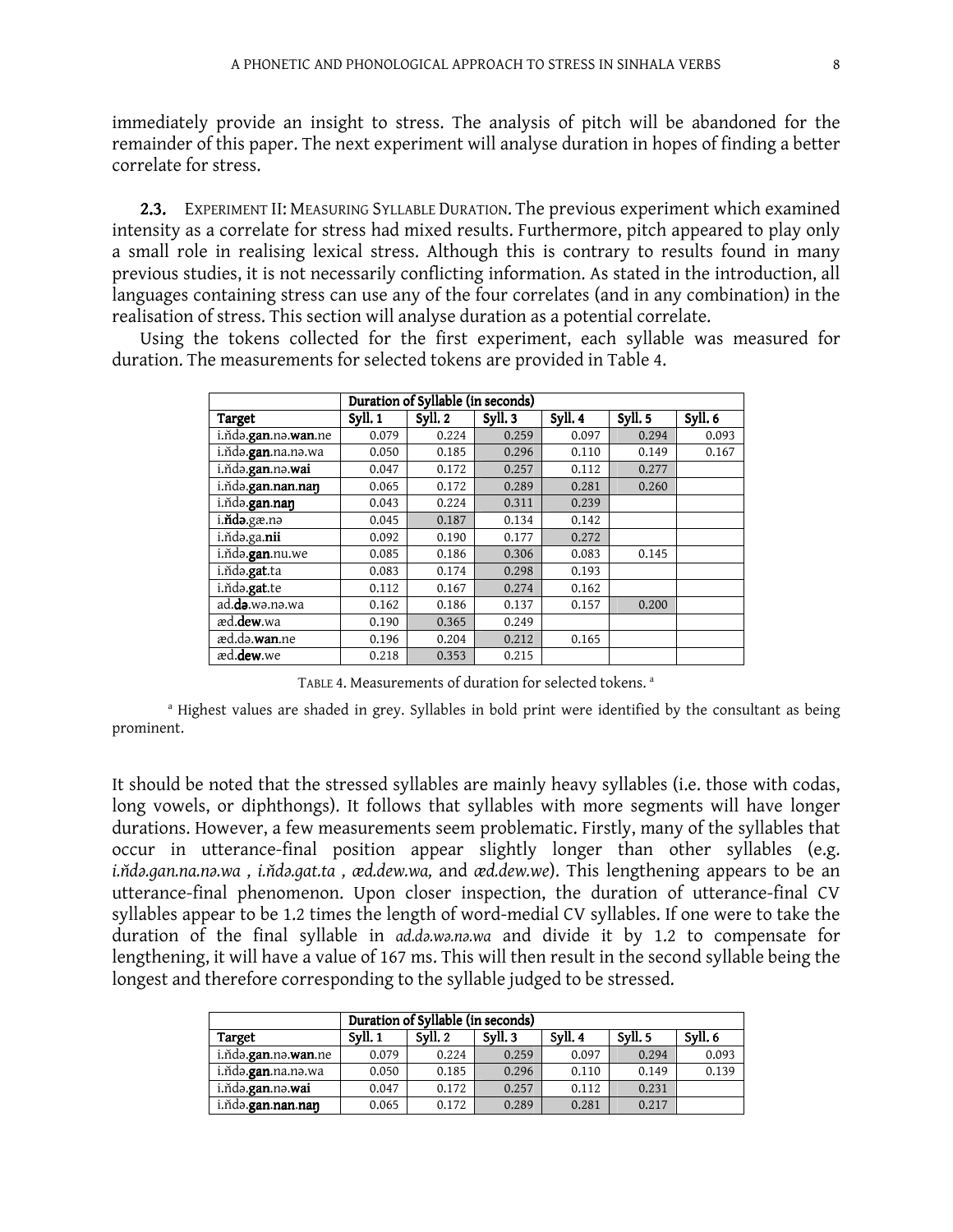immediately provide an insight to stress. The analysis of pitch will be abandoned for the remainder of this paper. The next experiment will analyse duration in hopes of finding a better correlate for stress.

**2.3.** EXPERIMENT II: MEASURING SYLLABLE DURATION. The previous experiment which examined intensity as a correlate for stress had mixed results. Furthermore, pitch appeared to play only a small role in realising lexical stress. Although this is contrary to results found in many previous studies, it is not necessarily conflicting information. As stated in the introduction, all languages containing stress can use any of the four correlates (and in any combination) in the realisation of stress. This section will analyse duration as a potential correlate.

Using the tokens collected for the first experiment, each syllable was measured for duration. The measurements for selected tokens are provided in Table 4.

| | Duration of Syllable (in seconds) | | | | | |
|---|---|---|---|---|---|---|
| Target | Syll. 1 | Syll. 2 | Syll. 3 | Syll. 4 | Syll. 5 | Syll. 6 |
| i.n̆də.**gan**.nə.**wan**.ne | 0.079 | 0.224 | 0.259 | 0.097 | 0.294 | 0.093 |
| i.n̆də.**gan**.na.nə.wa | 0.050 | 0.185 | 0.296 | 0.110 | 0.149 | 0.167 |
| i.n̆də.**gan**.nə.**wai** | 0.047 | 0.172 | 0.257 | 0.112 | 0.277 | |
| i.n̆də.**gan**.**nan**.**naŋ** | 0.065 | 0.172 | 0.289 | 0.281 | 0.260 | |
| i.n̆də.**gan**.**naŋ** | 0.043 | 0.224 | 0.311 | 0.239 | | |
| i.**n̆də**.gæ.nə | 0.045 | 0.187 | 0.134 | 0.142 | | |
| i.n̆də.ga.**nii** | 0.092 | 0.190 | 0.177 | 0.272 | | |
| i.n̆də.**gan**.nu.we | 0.085 | 0.186 | 0.306 | 0.083 | 0.145 | |
| i.n̆də.**gat**.ta | 0.083 | 0.174 | 0.298 | 0.193 | | |
| i.n̆də.**gat**.te | 0.112 | 0.167 | 0.274 | 0.162 | | |
| ad.**də**.wə.nə.wa | 0.162 | 0.186 | 0.137 | 0.157 | 0.200 | |
| æd.**dew**.wa | 0.190 | 0.365 | 0.249 | | | |
| æd.də.**wan**.ne | 0.196 | 0.204 | 0.212 | 0.165 | | |
| æd.**dew**.we | 0.218 | 0.353 | 0.215 | | | |

TABLE 4. Measurements of duration for selected tokens. [a]

[a] Highest values are shaded in grey. Syllables in bold print were identified by the consultant as being prominent.

It should be noted that the stressed syllables are mainly heavy syllables (i.e. those with codas, long vowels, or diphthongs). It follows that syllables with more segments will have longer durations. However, a few measurements seem problematic. Firstly, many of the syllables that occur in utterance-final position appear slightly longer than other syllables (e.g. *i.n̆də.gan.na.nə.wa* , *i.n̆də.gat.ta* , *æd.dew.wa,* and *æd.dew.we*). This lengthening appears to be an utterance-final phenomenon. Upon closer inspection, the duration of utterance-final CV syllables appear to be 1.2 times the length of word-medial CV syllables. If one were to take the duration of the final syllable in *ad.də.wə.nə.wa* and divide it by 1.2 to compensate for lengthening, it will have a value of 167 ms. This will then result in the second syllable being the longest and therefore corresponding to the syllable judged to be stressed.

| | Duration of Syllable (in seconds) | | | | | |
|---|---|---|---|---|---|---|
| Target | Syll. 1 | Syll. 2 | Syll. 3 | Syll. 4 | Syll. 5 | Syll. 6 |
| i.n̆də.**gan**.nə.**wan**.ne | 0.079 | 0.224 | 0.259 | 0.097 | 0.294 | 0.093 |
| i.n̆də.**gan**.na.nə.wa | 0.050 | 0.185 | 0.296 | 0.110 | 0.149 | 0.139 |
| i.n̆də.**gan**.nə.**wai** | 0.047 | 0.172 | 0.257 | 0.112 | 0.231 | |
| i.n̆də.**gan**.**nan**.**naŋ** | 0.065 | 0.172 | 0.289 | 0.281 | 0.217 | |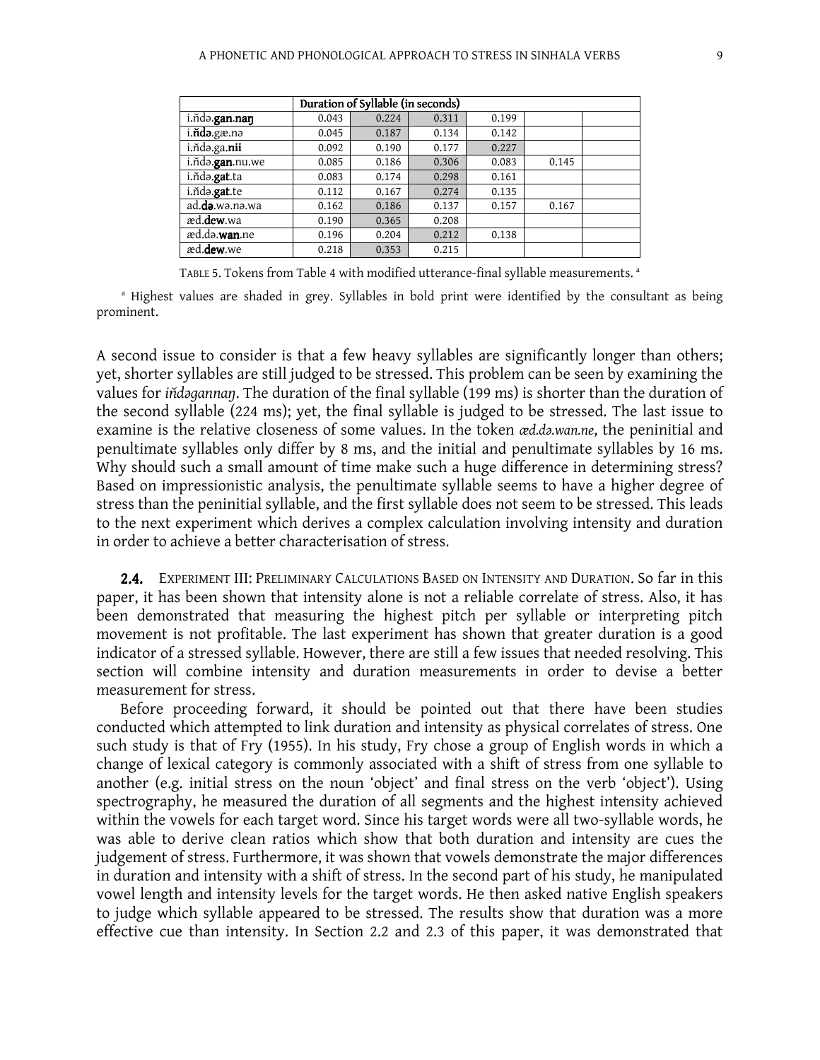| | Duration of Syllable (in seconds) | | | | | |
|---|---|---|---|---|---|---|
| i.ňdə.**gan.naŋ** | 0.043 | 0.224 | 0.311 | 0.199 | | |
| i.**ňdə**.gæ.nə | 0.045 | 0.187 | 0.134 | 0.142 | | |
| i.ňdə.ga.**nii** | 0.092 | 0.190 | 0.177 | 0.227 | | |
| i.ňdə.**gan**.nu.we | 0.085 | 0.186 | 0.306 | 0.083 | 0.145 | |
| i.ňdə.**gat**.ta | 0.083 | 0.174 | 0.298 | 0.161 | | |
| i.ňdə.**gat**.te | 0.112 | 0.167 | 0.274 | 0.135 | | |
| ad.**də**.wə.nə.wa | 0.162 | 0.186 | 0.137 | 0.157 | 0.167 | |
| æd.**dew**.wa | 0.190 | 0.365 | 0.208 | | | |
| æd.də.**wan**.ne | 0.196 | 0.204 | 0.212 | 0.138 | | |
| æd.**dew**.we | 0.218 | 0.353 | 0.215 | | | |

TABLE 5. Tokens from Table 4 with modified utterance-final syllable measurements. [a]

[a] Highest values are shaded in grey. Syllables in bold print were identified by the consultant as being prominent.

A second issue to consider is that a few heavy syllables are significantly longer than others; yet, shorter syllables are still judged to be stressed. This problem can be seen by examining the values for *iňdəgannaŋ*. The duration of the final syllable (199 ms) is shorter than the duration of the second syllable (224 ms); yet, the final syllable is judged to be stressed. The last issue to examine is the relative closeness of some values. In the token *æd.də.wan.ne*, the peninitial and penultimate syllables only differ by 8 ms, and the initial and penultimate syllables by 16 ms. Why should such a small amount of time make such a huge difference in determining stress? Based on impressionistic analysis, the penultimate syllable seems to have a higher degree of stress than the peninitial syllable, and the first syllable does not seem to be stressed. This leads to the next experiment which derives a complex calculation involving intensity and duration in order to achieve a better characterisation of stress.

**2.4.** EXPERIMENT III: PRELIMINARY CALCULATIONS BASED ON INTENSITY AND DURATION. So far in this paper, it has been shown that intensity alone is not a reliable correlate of stress. Also, it has been demonstrated that measuring the highest pitch per syllable or interpreting pitch movement is not profitable. The last experiment has shown that greater duration is a good indicator of a stressed syllable. However, there are still a few issues that needed resolving. This section will combine intensity and duration measurements in order to devise a better measurement for stress.

Before proceeding forward, it should be pointed out that there have been studies conducted which attempted to link duration and intensity as physical correlates of stress. One such study is that of Fry (1955). In his study, Fry chose a group of English words in which a change of lexical category is commonly associated with a shift of stress from one syllable to another (e.g. initial stress on the noun 'object' and final stress on the verb 'object'). Using spectrography, he measured the duration of all segments and the highest intensity achieved within the vowels for each target word. Since his target words were all two-syllable words, he was able to derive clean ratios which show that both duration and intensity are cues the judgement of stress. Furthermore, it was shown that vowels demonstrate the major differences in duration and intensity with a shift of stress. In the second part of his study, he manipulated vowel length and intensity levels for the target words. He then asked native English speakers to judge which syllable appeared to be stressed. The results show that duration was a more effective cue than intensity. In Section 2.2 and 2.3 of this paper, it was demonstrated that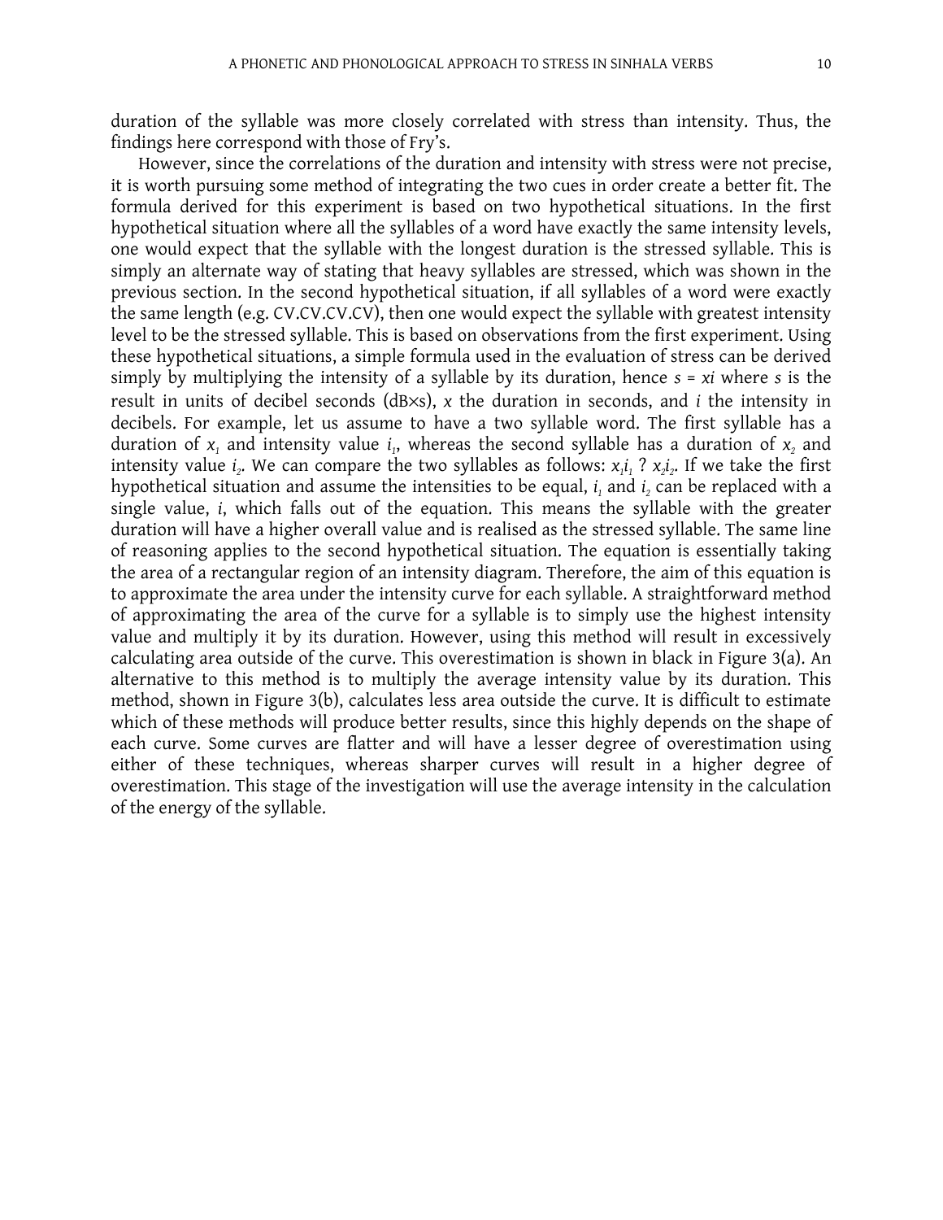duration of the syllable was more closely correlated with stress than intensity. Thus, the findings here correspond with those of Fry's.

However, since the correlations of the duration and intensity with stress were not precise, it is worth pursuing some method of integrating the two cues in order create a better fit. The formula derived for this experiment is based on two hypothetical situations. In the first hypothetical situation where all the syllables of a word have exactly the same intensity levels, one would expect that the syllable with the longest duration is the stressed syllable. This is simply an alternate way of stating that heavy syllables are stressed, which was shown in the previous section. In the second hypothetical situation, if all syllables of a word were exactly the same length (e.g. CV.CV.CV.CV), then one would expect the syllable with greatest intensity level to be the stressed syllable. This is based on observations from the first experiment. Using these hypothetical situations, a simple formula used in the evaluation of stress can be derived simply by multiplying the intensity of a syllable by its duration, hence $s = xi$ where $s$ is the result in units of decibel seconds (dB×s), $x$ the duration in seconds, and $i$ the intensity in decibels. For example, let us assume to have a two syllable word. The first syllable has a duration of $x_1$ and intensity value $i_1$, whereas the second syllable has a duration of $x_2$ and intensity value $i_2$. We can compare the two syllables as follows: $x_1 i_1$ ? $x_2 i_2$. If we take the first hypothetical situation and assume the intensities to be equal, $i_1$ and $i_2$ can be replaced with a single value, $i$, which falls out of the equation. This means the syllable with the greater duration will have a higher overall value and is realised as the stressed syllable. The same line of reasoning applies to the second hypothetical situation. The equation is essentially taking the area of a rectangular region of an intensity diagram. Therefore, the aim of this equation is to approximate the area under the intensity curve for each syllable. A straightforward method of approximating the area of the curve for a syllable is to simply use the highest intensity value and multiply it by its duration. However, using this method will result in excessively calculating area outside of the curve. This overestimation is shown in black in Figure 3(a). An alternative to this method is to multiply the average intensity value by its duration. This method, shown in Figure 3(b), calculates less area outside the curve. It is difficult to estimate which of these methods will produce better results, since this highly depends on the shape of each curve. Some curves are flatter and will have a lesser degree of overestimation using either of these techniques, whereas sharper curves will result in a higher degree of overestimation. This stage of the investigation will use the average intensity in the calculation of the energy of the syllable.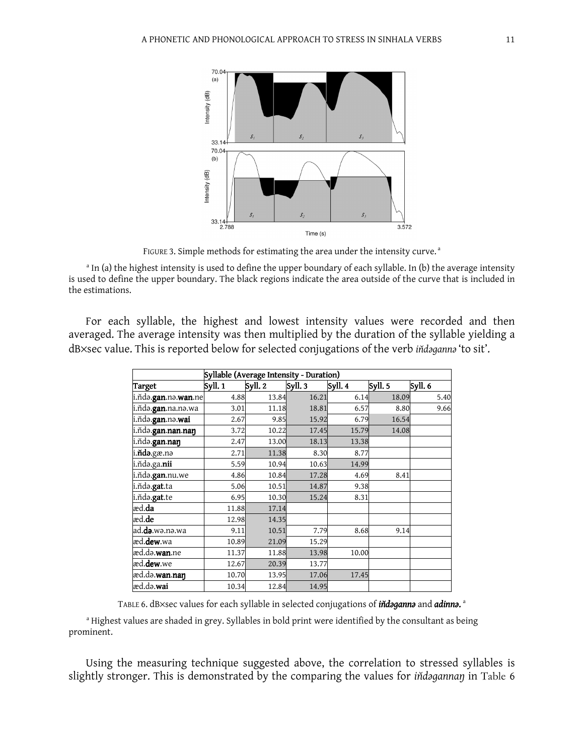FIGURE 3. Simple methods for estimating the area under the intensity curve.[a]

[a] In (a) the highest intensity is used to define the upper boundary of each syllable. In (b) the average intensity is used to define the upper boundary. The black regions indicate the area outside of the curve that is included in the estimations.

For each syllable, the highest and lowest intensity values were recorded and then averaged. The average intensity was then multiplied by the duration of the syllable yielding a dB×sec value. This is reported below for selected conjugations of the verb *iňdəganna* 'to sit'.

| | Syllable (Average Intensity - Duration) | | | | | |
|---|---|---|---|---|---|---|
| Target | Syll. 1 | Syll. 2 | Syll. 3 | Syll. 4 | Syll. 5 | Syll. 6 |
| i.ňdə.**gan**.nə.**wan**.ne | 4.88 | 13.84 | 16.21 | 6.14 | 18.09 | 5.40 |
| i.ňdə.**gan**.na.nə.wa | 3.01 | 11.18 | 18.81 | 6.57 | 8.80 | 9.66 |
| i.ňdə.**gan**.nə.**wai** | 2.67 | 9.85 | 15.92 | 6.79 | 16.54 | |
| i.ňdə.**gan**.**nan**.**naŋ** | 3.72 | 10.22 | 17.45 | 15.79 | 14.08 | |
| i.ňdə.**gan**.**naŋ** | 2.47 | 13.00 | 18.13 | 13.38 | | |
| i.**ňdə**.gæ.nə | 2.71 | 11.38 | 8.30 | 8.77 | | |
| i.ňdə.ga.**nii** | 5.59 | 10.94 | 10.63 | 14.99 | | |
| i.ňdə.**gan**.nu.we | 4.86 | 10.84 | 17.28 | 4.69 | 8.41 | |
| i.ňdə.**gat**.ta | 5.06 | 10.51 | 14.87 | 9.38 | | |
| i.ňdə.**gat**.te | 6.95 | 10.30 | 15.24 | 8.31 | | |
| æd.**da** | 11.88 | 17.14 | | | | |
| æd.**de** | 12.98 | 14.35 | | | | |
| ad.**də**.wə.nə.wa | 9.11 | 10.51 | 7.79 | 8.68 | 9.14 | |
| æd.**dew**.wa | 10.89 | 21.09 | 15.29 | | | |
| æd.də.**wan**.ne | 11.37 | 11.88 | 13.98 | 10.00 | | |
| æd.**dew**.we | 12.67 | 20.39 | 13.77 | | | |
| æd.də.**wan**.**naŋ** | 10.70 | 13.95 | 17.06 | 17.45 | | |
| æd.də.**wai** | 10.34 | 12.84 | 14.95 | | | |

TABLE 6. dB×sec values for each syllable in selected conjugations of ***iňdəganna*** and ***adinna***.[a]

[a] Highest values are shaded in grey. Syllables in bold print were identified by the consultant as being prominent.

Using the measuring technique suggested above, the correlation to stressed syllables is slightly stronger. This is demonstrated by the comparing the values for *iňdəgannaŋ* in Table 6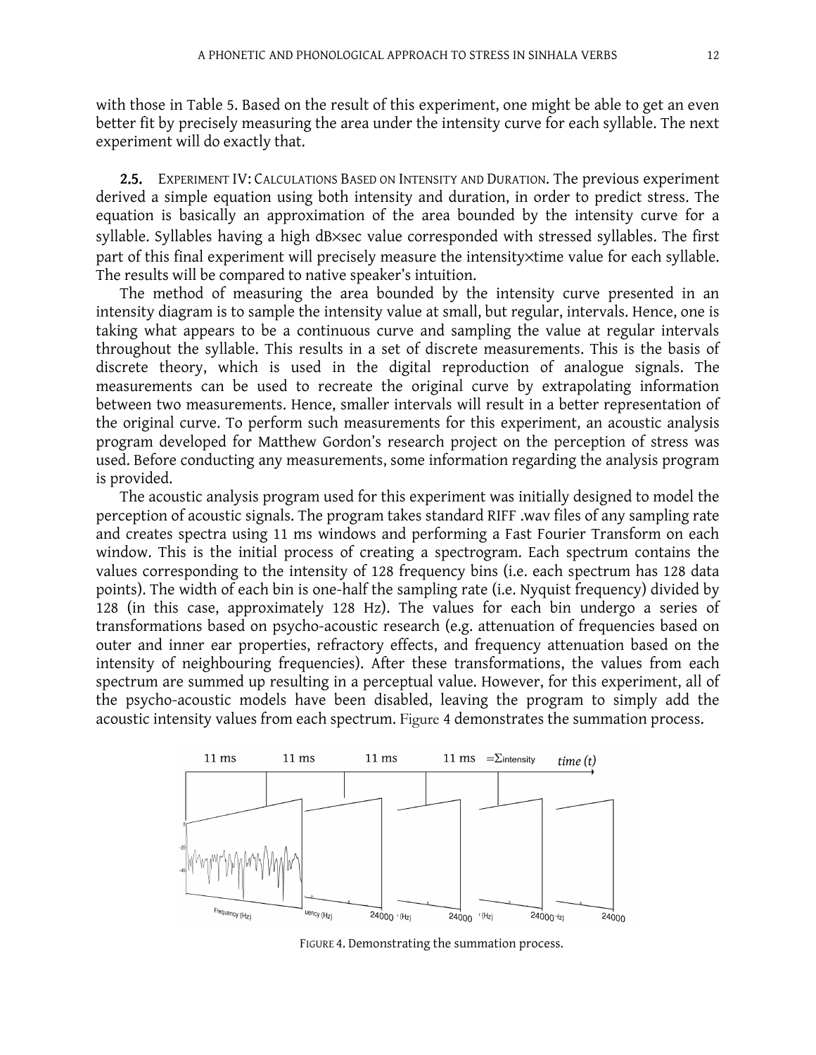with those in Table 5. Based on the result of this experiment, one might be able to get an even better fit by precisely measuring the area under the intensity curve for each syllable. The next experiment will do exactly that.

**2.5.** EXPERIMENT IV: CALCULATIONS BASED ON INTENSITY AND DURATION. The previous experiment derived a simple equation using both intensity and duration, in order to predict stress. The equation is basically an approximation of the area bounded by the intensity curve for a syllable. Syllables having a high dB×sec value corresponded with stressed syllables. The first part of this final experiment will precisely measure the intensity×time value for each syllable. The results will be compared to native speaker's intuition.

The method of measuring the area bounded by the intensity curve presented in an intensity diagram is to sample the intensity value at small, but regular, intervals. Hence, one is taking what appears to be a continuous curve and sampling the value at regular intervals throughout the syllable. This results in a set of discrete measurements. This is the basis of discrete theory, which is used in the digital reproduction of analogue signals. The measurements can be used to recreate the original curve by extrapolating information between two measurements. Hence, smaller intervals will result in a better representation of the original curve. To perform such measurements for this experiment, an acoustic analysis program developed for Matthew Gordon's research project on the perception of stress was used. Before conducting any measurements, some information regarding the analysis program is provided.

The acoustic analysis program used for this experiment was initially designed to model the perception of acoustic signals. The program takes standard RIFF .wav files of any sampling rate and creates spectra using 11 ms windows and performing a Fast Fourier Transform on each window. This is the initial process of creating a spectrogram. Each spectrum contains the values corresponding to the intensity of 128 frequency bins (i.e. each spectrum has 128 data points). The width of each bin is one-half the sampling rate (i.e. Nyquist frequency) divided by 128 (in this case, approximately 128 Hz). The values for each bin undergo a series of transformations based on psycho-acoustic research (e.g. attenuation of frequencies based on outer and inner ear properties, refractory effects, and frequency attenuation based on the intensity of neighbouring frequencies). After these transformations, the values from each spectrum are summed up resulting in a perceptual value. However, for this experiment, all of the psycho-acoustic models have been disabled, leaving the program to simply add the acoustic intensity values from each spectrum. Figure 4 demonstrates the summation process.

FIGURE 4. Demonstrating the summation process.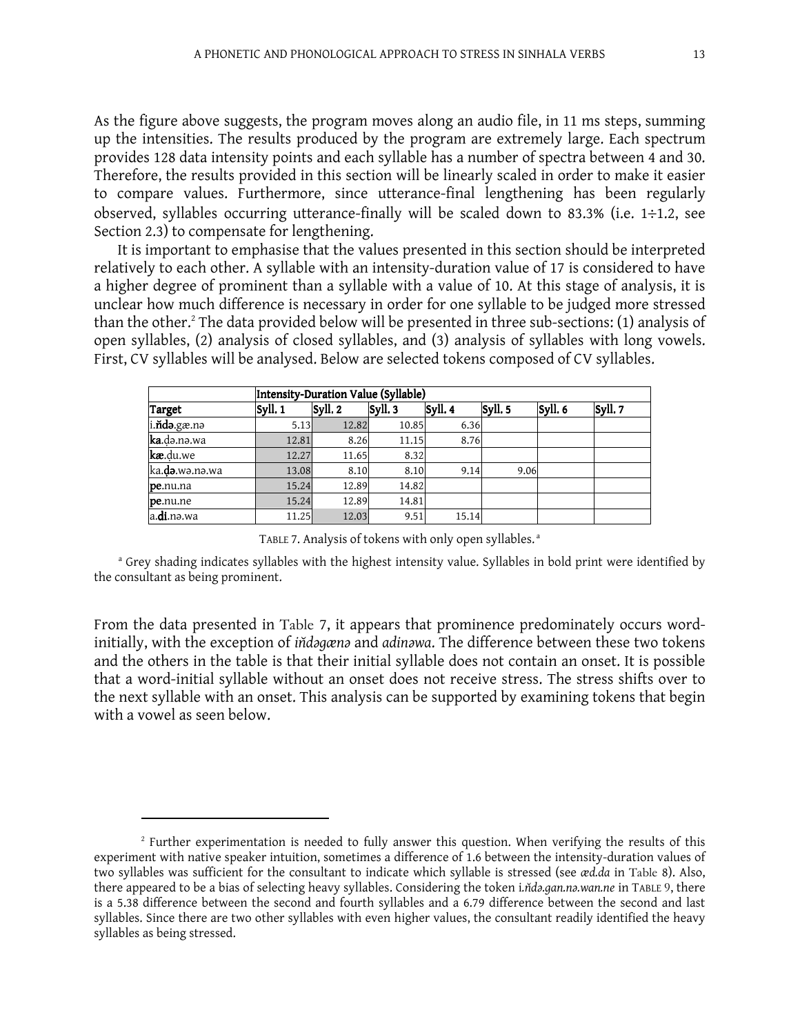As the figure above suggests, the program moves along an audio file, in 11 ms steps, summing up the intensities. The results produced by the program are extremely large. Each spectrum provides 128 data intensity points and each syllable has a number of spectra between 4 and 30. Therefore, the results provided in this section will be linearly scaled in order to make it easier to compare values. Furthermore, since utterance-final lengthening has been regularly observed, syllables occurring utterance-finally will be scaled down to 83.3% (i.e. 1÷1.2, see Section 2.3) to compensate for lengthening.

It is important to emphasise that the values presented in this section should be interpreted relatively to each other. A syllable with an intensity-duration value of 17 is considered to have a higher degree of prominent than a syllable with a value of 10. At this stage of analysis, it is unclear how much difference is necessary in order for one syllable to be judged more stressed than the other.[2] The data provided below will be presented in three sub-sections: (1) analysis of open syllables, (2) analysis of closed syllables, and (3) analysis of syllables with long vowels. First, CV syllables will be analysed. Below are selected tokens composed of CV syllables.

| | Intensity-Duration Value (Syllable) | | | | | | |
|---|---|---|---|---|---|---|---|
| **Target** | **Syll. 1** | **Syll. 2** | **Syll. 3** | **Syll. 4** | **Syll. 5** | **Syll. 6** | **Syll. 7** |
| i.**ňdə**.gæ.nə | 5.13 | 12.82 | 10.85 | 6.36 | | | |
| **ka**.ḍə.nə.wa | 12.81 | 8.26 | 11.15 | 8.76 | | | |
| **kæ**.ḍu.we | 12.27 | 11.65 | 8.32 | | | | |
| ka.**ḍə**.wə.nə.wa | 13.08 | 8.10 | 8.10 | 9.14 | 9.06 | | |
| **pe**.nu.na | 15.24 | 12.89 | 14.82 | | | | |
| **pe**.nu.ne | 15.24 | 12.89 | 14.81 | | | | |
| a.**di**.nə.wa | 11.25 | 12.03 | 9.51 | 15.14 | | | |

TABLE 7. Analysis of tokens with only open syllables.[a]

[a] Grey shading indicates syllables with the highest intensity value. Syllables in bold print were identified by the consultant as being prominent.

From the data presented in Table 7, it appears that prominence predominately occurs word-initially, with the exception of *iňdəgænə* and *adinəwa*. The difference between these two tokens and the others in the table is that their initial syllable does not contain an onset. It is possible that a word-initial syllable without an onset does not receive stress. The stress shifts over to the next syllable with an onset. This analysis can be supported by examining tokens that begin with a vowel as seen below.

[2] Further experimentation is needed to fully answer this question. When verifying the results of this experiment with native speaker intuition, sometimes a difference of 1.6 between the intensity-duration values of two syllables was sufficient for the consultant to indicate which syllable is stressed (see *æd.da* in Table 8). Also, there appeared to be a bias of selecting heavy syllables. Considering the token *i.ňdə.gan.nə.wan.ne* in TABLE 9, there is a 5.38 difference between the second and fourth syllables and a 6.79 difference between the second and last syllables. Since there are two other syllables with even higher values, the consultant readily identified the heavy syllables as being stressed.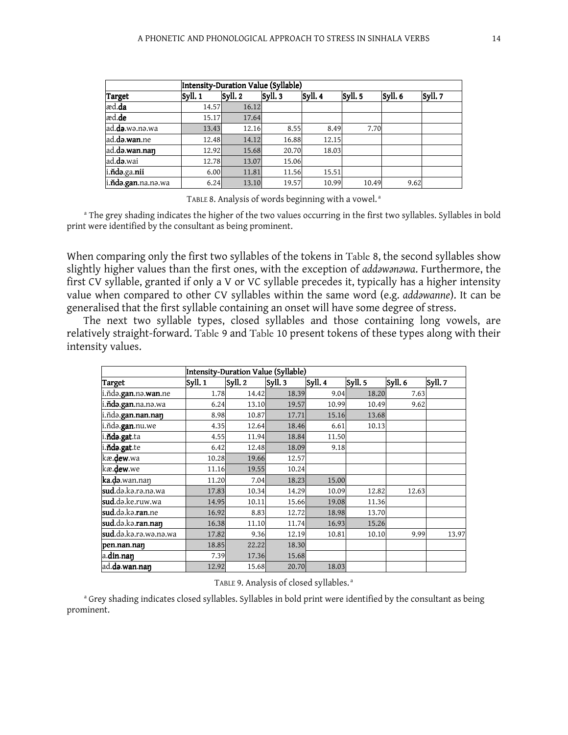| | Intensity-Duration Value (Syllable) | | | | | | |
|---|---|---|---|---|---|---|---|
| **Target** | **Syll. 1** | **Syll. 2** | **Syll. 3** | **Syll. 4** | **Syll. 5** | **Syll. 6** | **Syll. 7** |
| æd.**da** | 14.57 | 16.12 | | | | | |
| æd.**de** | 15.17 | 17.64 | | | | | |
| ad.**də**.wə.nə.wa | 13.43 | 12.16 | 8.55 | 8.49 | 7.70 | | |
| ad.**də**.**wan**.ne | 12.48 | 14.12 | 16.88 | 12.15 | | | |
| ad.**də**.**wan**.**naŋ** | 12.92 | 15.68 | 20.70 | 18.03 | | | |
| ad.**də**.wai | 12.78 | 13.07 | 15.06 | | | | |
| i.**ňdə**.ga.**nii** | 6.00 | 11.81 | 11.56 | 15.51 | | | |
| i.**ňdə**.**gan**.na.nə.wa | 6.24 | 13.10 | 19.57 | 10.99 | 10.49 | 9.62 | |

TABLE 8. Analysis of words beginning with a vowel.[a]

[a] The grey shading indicates the higher of the two values occurring in the first two syllables. Syllables in bold print were identified by the consultant as being prominent.

When comparing only the first two syllables of the tokens in Table 8, the second syllables show slightly higher values than the first ones, with the exception of *addəwənəwa*. Furthermore, the first CV syllable, granted if only a V or VC syllable precedes it, typically has a higher intensity value when compared to other CV syllables within the same word (e.g. *addəwanne*). It can be generalised that the first syllable containing an onset will have some degree of stress.

The next two syllable types, closed syllables and those containing long vowels, are relatively straight-forward. Table 9 and Table 10 present tokens of these types along with their intensity values.

| | Intensity-Duration Value (Syllable) | | | | | | |
|---|---|---|---|---|---|---|---|
| **Target** | **Syll. 1** | **Syll. 2** | **Syll. 3** | **Syll. 4** | **Syll. 5** | **Syll. 6** | **Syll. 7** |
| i.ňdə.**gan**.nə.**wan**.ne | 1.78 | 14.42 | 18.39 | 9.04 | 18.20 | 7.63 | |
| i.**ňdə**.**gan**.na.nə.wa | 6.24 | 13.10 | 19.57 | 10.99 | 10.49 | 9.62 | |
| i.ňdə.**gan**.**nan**.**naŋ** | 8.98 | 10.87 | 17.71 | 15.16 | 13.68 | | |
| i.ňdə.**gan**.nu.we | 4.35 | 12.64 | 18.46 | 6.61 | 10.13 | | |
| i.**ňdə**.**gat**.ta | 4.55 | 11.94 | 18.84 | 11.50 | | | |
| i.**ňdə**.**gat**.te | 6.42 | 12.48 | 18.09 | 9.18 | | | |
| kæ.**ḍew**.wa | 10.28 | 19.66 | 12.57 | | | | |
| kæ.**ḍew**.we | 11.16 | 19.55 | 10.24 | | | | |
| **ka**.**ḍə**.wan.naŋ | 11.20 | 7.04 | 18.23 | 15.00 | | | |
| **sud**.də.kə.rə.nə.wa | 17.83 | 10.34 | 14.29 | 10.09 | 12.82 | 12.63 | |
| **sud**.də.ke.ruw.wa | 14.95 | 10.11 | 15.66 | 19.08 | 11.36 | | |
| **sud**.də.kə.**ran**.ne | 16.92 | 8.83 | 12.72 | 18.98 | 13.70 | | |
| **sud**.də.kə.**ran**.**naŋ** | 16.38 | 11.10 | 11.74 | 16.93 | 15.26 | | |
| **sud**.də.kə.rə.wə.nə.wa | 17.82 | 9.36 | 12.19 | 10.81 | 10.10 | 9.99 | 13.97 |
| **pen**.**nan**.**naŋ** | 18.85 | 22.22 | 18.30 | | | | |
| a.**din**.**naŋ** | 7.39 | 17.36 | 15.68 | | | | |
| ad.**də**.**wan**.**naŋ** | 12.92 | 15.68 | 20.70 | 18.03 | | | |

TABLE 9. Analysis of closed syllables.[a]

[a] Grey shading indicates closed syllables. Syllables in bold print were identified by the consultant as being prominent.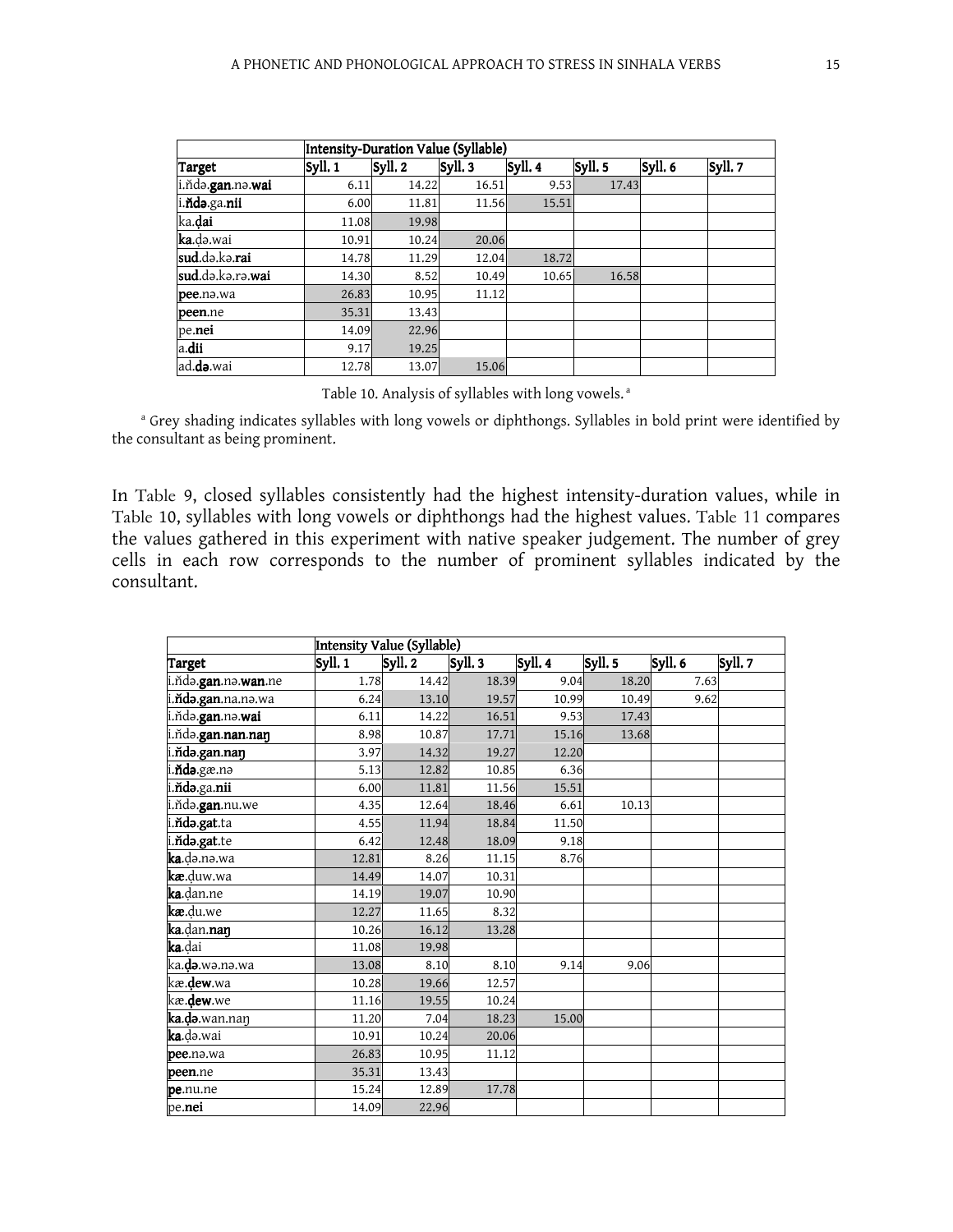| | Intensity-Duration Value (Syllable) | | | | | | |
|---|---|---|---|---|---|---|---|
| Target | Syll. 1 | Syll. 2 | Syll. 3 | Syll. 4 | Syll. 5 | Syll. 6 | Syll. 7 |
| i.n̆də.**gan**.nə.**wai** | 6.11 | 14.22 | 16.51 | 9.53 | 17.43 | | |
| i.**n̆də**.ga.**nii** | 6.00 | 11.81 | 11.56 | 15.51 | | | |
| ka.**ḍai** | 11.08 | 19.98 | | | | | |
| **ka**.ḍə.wai | 10.91 | 10.24 | 20.06 | | | | |
| **sud**.də.kə.**rai** | 14.78 | 11.29 | 12.04 | 18.72 | | | |
| **sud**.də.kə.rə.**wai** | 14.30 | 8.52 | 10.49 | 10.65 | 16.58 | | |
| **pee**.nə.wa | 26.83 | 10.95 | 11.12 | | | | |
| **peen**.ne | 35.31 | 13.43 | | | | | |
| pe.**nei** | 14.09 | 22.96 | | | | | |
| a.**dii** | 9.17 | 19.25 | | | | | |
| ad.**də**.wai | 12.78 | 13.07 | 15.06 | | | | |

Table 10. Analysis of syllables with long vowels. [a]

[a] Grey shading indicates syllables with long vowels or diphthongs. Syllables in bold print were identified by the consultant as being prominent.

In Table 9, closed syllables consistently had the highest intensity-duration values, while in Table 10, syllables with long vowels or diphthongs had the highest values. Table 11 compares the values gathered in this experiment with native speaker judgement. The number of grey cells in each row corresponds to the number of prominent syllables indicated by the consultant.

| | Intensity Value (Syllable) | | | | | | |
|---|---|---|---|---|---|---|---|
| Target | Syll. 1 | Syll. 2 | Syll. 3 | Syll. 4 | Syll. 5 | Syll. 6 | Syll. 7 |
| i.n̆də.**gan**.nə.**wan**.ne | 1.78 | 14.42 | 18.39 | 9.04 | 18.20 | 7.63 | |
| i.**n̆də**.**gan**.na.nə.wa | 6.24 | 13.10 | 19.57 | 10.99 | 10.49 | 9.62 | |
| i.n̆də.**gan**.nə.**wai** | 6.11 | 14.22 | 16.51 | 9.53 | 17.43 | | |
| i.n̆də.**gan**.**nan**.**naŋ** | 8.98 | 10.87 | 17.71 | 15.16 | 13.68 | | |
| i.**n̆də**.**gan**.**naŋ** | 3.97 | 14.32 | 19.27 | 12.20 | | | |
| i.**n̆də**.gæ.nə | 5.13 | 12.82 | 10.85 | 6.36 | | | |
| i.**n̆də**.ga.**nii** | 6.00 | 11.81 | 11.56 | 15.51 | | | |
| i.n̆də.**gan**.nu.we | 4.35 | 12.64 | 18.46 | 6.61 | 10.13 | | |
| i.**n̆də**.**gat**.ta | 4.55 | 11.94 | 18.84 | 11.50 | | | |
| i.**n̆də**.**gat**.te | 6.42 | 12.48 | 18.09 | 9.18 | | | |
| **ka**.ḍə.nə.wa | 12.81 | 8.26 | 11.15 | 8.76 | | | |
| **kæ**.ḍuw.wa | 14.49 | 14.07 | 10.31 | | | | |
| **ka**.ḍan.ne | 14.19 | 19.07 | 10.90 | | | | |
| **kæ**.ḍu.we | 12.27 | 11.65 | 8.32 | | | | |
| **ka**.ḍan.**naŋ** | 10.26 | 16.12 | 13.28 | | | | |
| **ka**.ḍai | 11.08 | 19.98 | | | | | |
| ka.**ḍə**.wə.nə.wa | 13.08 | 8.10 | 8.10 | 9.14 | 9.06 | | |
| kæ.**ḍew**.wa | 10.28 | 19.66 | 12.57 | | | | |
| kæ.**ḍew**.we | 11.16 | 19.55 | 10.24 | | | | |
| **ka**.**ḍə**.wan.naŋ | 11.20 | 7.04 | 18.23 | 15.00 | | | |
| **ka**.ḍə.wai | 10.91 | 10.24 | 20.06 | | | | |
| **pee**.nə.wa | 26.83 | 10.95 | 11.12 | | | | |
| **peen**.ne | 35.31 | 13.43 | | | | | |
| **pe**.nu.ne | 15.24 | 12.89 | 17.78 | | | | |
| pe.**nei** | 14.09 | 22.96 | | | | | |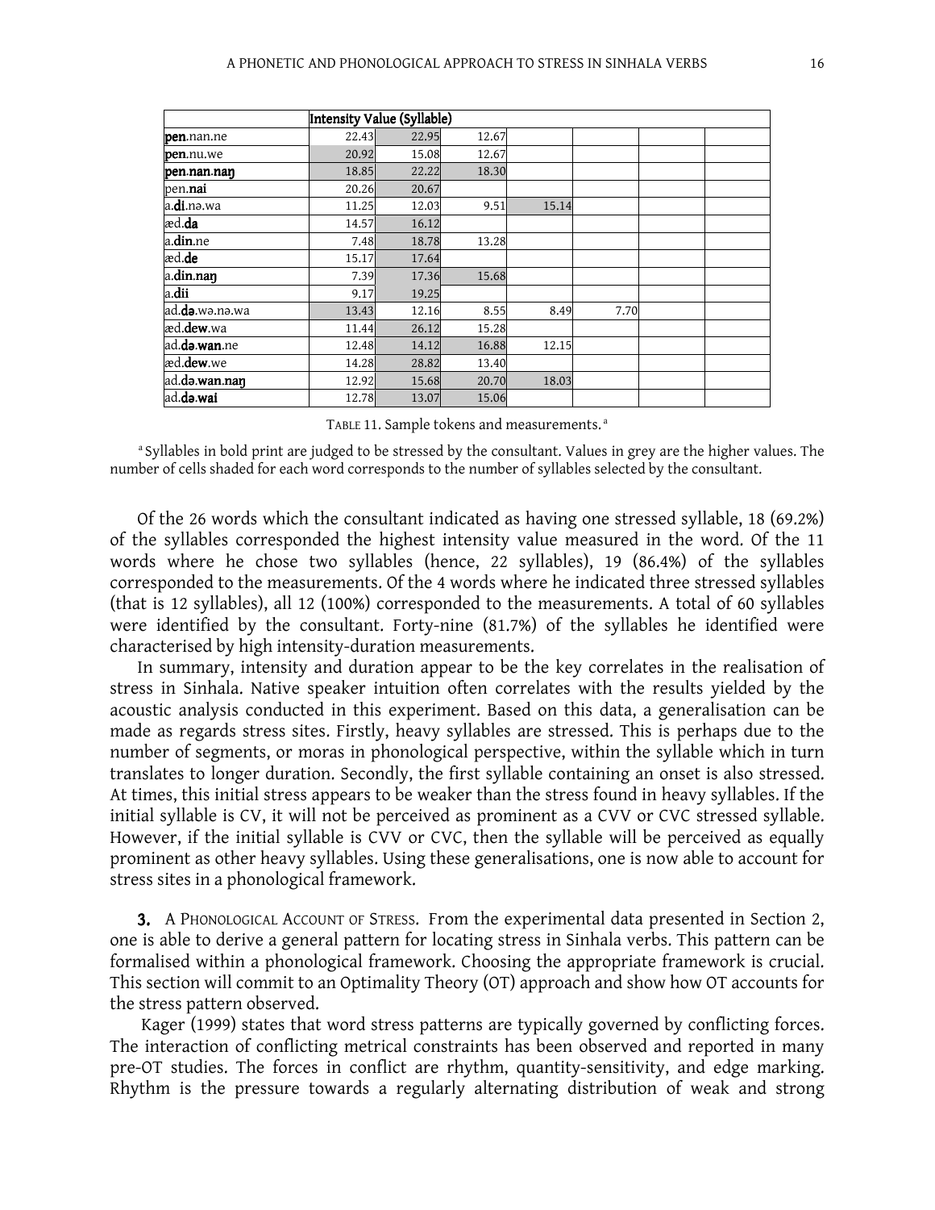| | Intensity Value (Syllable) | | | | | | |
|---|---|---|---|---|---|---|---|
| **pen**.nan.ne | 22.43 | 22.95 | 12.67 | | | | |
| **pen**.nu.we | 20.92 | 15.08 | 12.67 | | | | |
| **pen.nan.naŋ** | 18.85 | 22.22 | 18.30 | | | | |
| pen.**nai** | 20.26 | 20.67 | | | | | |
| a.**di**.nə.wa | 11.25 | 12.03 | 9.51 | 15.14 | | | |
| æd.**da** | 14.57 | 16.12 | | | | | |
| a.**din**.ne | 7.48 | 18.78 | 13.28 | | | | |
| æd.**de** | 15.17 | 17.64 | | | | | |
| a.**din.naŋ** | 7.39 | 17.36 | 15.68 | | | | |
| a.**dii** | 9.17 | 19.25 | | | | | |
| ad.**də**.wə.nə.wa | 13.43 | 12.16 | 8.55 | 8.49 | 7.70 | | |
| æd.**dew**.wa | 11.44 | 26.12 | 15.28 | | | | |
| ad.**də.wan**.ne | 12.48 | 14.12 | 16.88 | 12.15 | | | |
| æd.**dew**.we | 14.28 | 28.82 | 13.40 | | | | |
| ad.**də.wan.naŋ** | 12.92 | 15.68 | 20.70 | 18.03 | | | |
| ad.**də.wai** | 12.78 | 13.07 | 15.06 | | | | |

TABLE 11. Sample tokens and measurements.[a]

[a] Syllables in bold print are judged to be stressed by the consultant. Values in grey are the higher values. The number of cells shaded for each word corresponds to the number of syllables selected by the consultant.

Of the 26 words which the consultant indicated as having one stressed syllable, 18 (69.2%) of the syllables corresponded the highest intensity value measured in the word. Of the 11 words where he chose two syllables (hence, 22 syllables), 19 (86.4%) of the syllables corresponded to the measurements. Of the 4 words where he indicated three stressed syllables (that is 12 syllables), all 12 (100%) corresponded to the measurements. A total of 60 syllables were identified by the consultant. Forty-nine (81.7%) of the syllables he identified were characterised by high intensity-duration measurements.

In summary, intensity and duration appear to be the key correlates in the realisation of stress in Sinhala. Native speaker intuition often correlates with the results yielded by the acoustic analysis conducted in this experiment. Based on this data, a generalisation can be made as regards stress sites. Firstly, heavy syllables are stressed. This is perhaps due to the number of segments, or moras in phonological perspective, within the syllable which in turn translates to longer duration. Secondly, the first syllable containing an onset is also stressed. At times, this initial stress appears to be weaker than the stress found in heavy syllables. If the initial syllable is CV, it will not be perceived as prominent as a CVV or CVC stressed syllable. However, if the initial syllable is CVV or CVC, then the syllable will be perceived as equally prominent as other heavy syllables. Using these generalisations, one is now able to account for stress sites in a phonological framework.

**3.** A PHONOLOGICAL ACCOUNT OF STRESS. From the experimental data presented in Section 2, one is able to derive a general pattern for locating stress in Sinhala verbs. This pattern can be formalised within a phonological framework. Choosing the appropriate framework is crucial. This section will commit to an Optimality Theory (OT) approach and show how OT accounts for the stress pattern observed.

Kager (1999) states that word stress patterns are typically governed by conflicting forces. The interaction of conflicting metrical constraints has been observed and reported in many pre-OT studies. The forces in conflict are rhythm, quantity-sensitivity, and edge marking. Rhythm is the pressure towards a regularly alternating distribution of weak and strong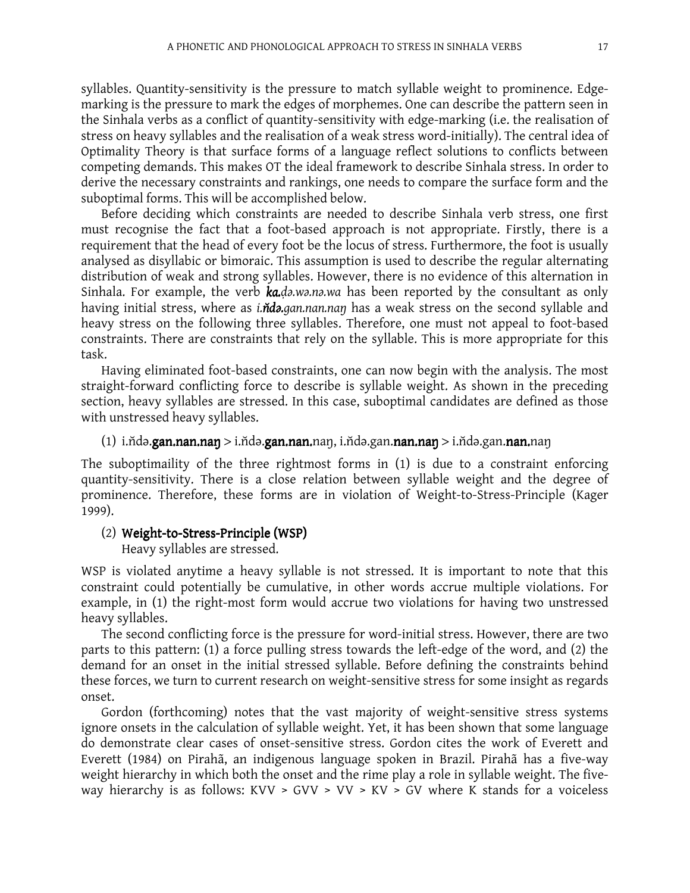syllables. Quantity-sensitivity is the pressure to match syllable weight to prominence. Edge-marking is the pressure to mark the edges of morphemes. One can describe the pattern seen in the Sinhala verbs as a conflict of quantity-sensitivity with edge-marking (i.e. the realisation of stress on heavy syllables and the realisation of a weak stress word-initially). The central idea of Optimality Theory is that surface forms of a language reflect solutions to conflicts between competing demands. This makes OT the ideal framework to describe Sinhala stress. In order to derive the necessary constraints and rankings, one needs to compare the surface form and the suboptimal forms. This will be accomplished below.

Before deciding which constraints are needed to describe Sinhala verb stress, one first must recognise the fact that a foot-based approach is not appropriate. Firstly, there is a requirement that the head of every foot be the locus of stress. Furthermore, the foot is usually analysed as disyllabic or bimoraic. This assumption is used to describe the regular alternating distribution of weak and strong syllables. However, there is no evidence of this alternation in Sinhala. For example, the verb ***ka.***_ḍə.wə.nə.wa_ has been reported by the consultant as only having initial stress, where as _i._***ňdə.***_gan.nan.naŋ_ has a weak stress on the second syllable and heavy stress on the following three syllables. Therefore, one must not appeal to foot-based constraints. There are constraints that rely on the syllable. This is more appropriate for this task.

Having eliminated foot-based constraints, one can now begin with the analysis. The most straight-forward conflicting force to describe is syllable weight. As shown in the preceding section, heavy syllables are stressed. In this case, suboptimal candidates are defined as those with unstressed heavy syllables.

(1) i.ňdə.**gan.nan.naŋ** > i.ňdə.**gan.nan.**naŋ, i.ňdə.gan.**nan.naŋ** > i.ňdə.gan.**nan.**naŋ

The suboptimaility of the three rightmost forms in (1) is due to a constraint enforcing quantity-sensitivity. There is a close relation between syllable weight and the degree of prominence. Therefore, these forms are in violation of Weight-to-Stress-Principle (Kager 1999).

(2) **Weight-to-Stress-Principle (WSP)**
Heavy syllables are stressed.

WSP is violated anytime a heavy syllable is not stressed. It is important to note that this constraint could potentially be cumulative, in other words accrue multiple violations. For example, in (1) the right-most form would accrue two violations for having two unstressed heavy syllables.

The second conflicting force is the pressure for word-initial stress. However, there are two parts to this pattern: (1) a force pulling stress towards the left-edge of the word, and (2) the demand for an onset in the initial stressed syllable. Before defining the constraints behind these forces, we turn to current research on weight-sensitive stress for some insight as regards onset.

Gordon (forthcoming) notes that the vast majority of weight-sensitive stress systems ignore onsets in the calculation of syllable weight. Yet, it has been shown that some language do demonstrate clear cases of onset-sensitive stress. Gordon cites the work of Everett and Everett (1984) on Pirahã, an indigenous language spoken in Brazil. Pirahã has a five-way weight hierarchy in which both the onset and the rime play a role in syllable weight. The five-way hierarchy is as follows: KVV > GVV > VV > KV > GV where K stands for a voiceless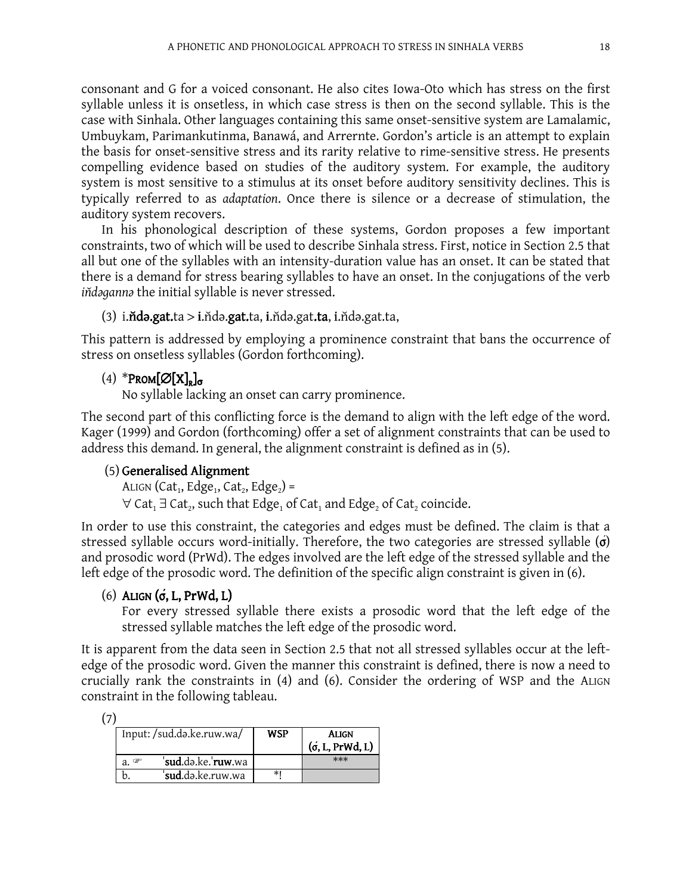consonant and G for a voiced consonant. He also cites Iowa-Oto which has stress on the first syllable unless it is onsetless, in which case stress is then on the second syllable. This is the case with Sinhala. Other languages containing this same onset-sensitive system are Lamalamic, Umbuykam, Parimankutinma, Banawá, and Arrernte. Gordon's article is an attempt to explain the basis for onset-sensitive stress and its rarity relative to rime-sensitive stress. He presents compelling evidence based on studies of the auditory system. For example, the auditory system is most sensitive to a stimulus at its onset before auditory sensitivity declines. This is typically referred to as *adaptation*. Once there is silence or a decrease of stimulation, the auditory system recovers.

In his phonological description of these systems, Gordon proposes a few important constraints, two of which will be used to describe Sinhala stress. First, notice in Section 2.5 that all but one of the syllables with an intensity-duration value has an onset. It can be stated that there is a demand for stress bearing syllables to have an onset. In the conjugations of the verb *iňdəgannə* the initial syllable is never stressed.

(3) i.**ňdə.gat.**ta > **i.**ňdə.**gat.**ta, **i.**ňdə.gat.**ta**, **i.**ňdə.gat.ta,

This pattern is addressed by employing a prominence constraint that bans the occurrence of stress on onsetless syllables (Gordon forthcoming).

(4) ***Prom[∅[X]$_R$]$_σ$**
No syllable lacking an onset can carry prominence.

The second part of this conflicting force is the demand to align with the left edge of the word. Kager (1999) and Gordon (forthcoming) offer a set of alignment constraints that can be used to address this demand. In general, the alignment constraint is defined as in (5).

(5) **Generalised Alignment**
Align (Cat$_1$, Edge$_1$, Cat$_2$, Edge$_2$) =
$\forall$ Cat$_1$ $\exists$ Cat$_2$, such that Edge$_1$ of Cat$_1$ and Edge$_2$ of Cat$_2$ coincide.

In order to use this constraint, the categories and edges must be defined. The claim is that a stressed syllable occurs word-initially. Therefore, the two categories are stressed syllable (σ́) and prosodic word (PrWd). The edges involved are the left edge of the stressed syllable and the left edge of the prosodic word. The definition of the specific align constraint is given in (6).

(6) **Align (σ́, L, PrWd, L)**
For every stressed syllable there exists a prosodic word that the left edge of the stressed syllable matches the left edge of the prosodic word.

It is apparent from the data seen in Section 2.5 that not all stressed syllables occur at the left-edge of the prosodic word. Given the manner this constraint is defined, there is now a need to crucially rank the constraints in (4) and (6). Consider the ordering of WSP and the Align constraint in the following tableau.

(7)

| Input: /sud.də.ke.ruw.wa/ | WSP | Align (σ́, L, PrWd, L) |
|---|---|---|
| a. ☞ ˈ**sud**.də.ke.ˈ**ruw**.wa | | *** |
| b. ˈ**sud**.də.ke.ruw.wa | *! | |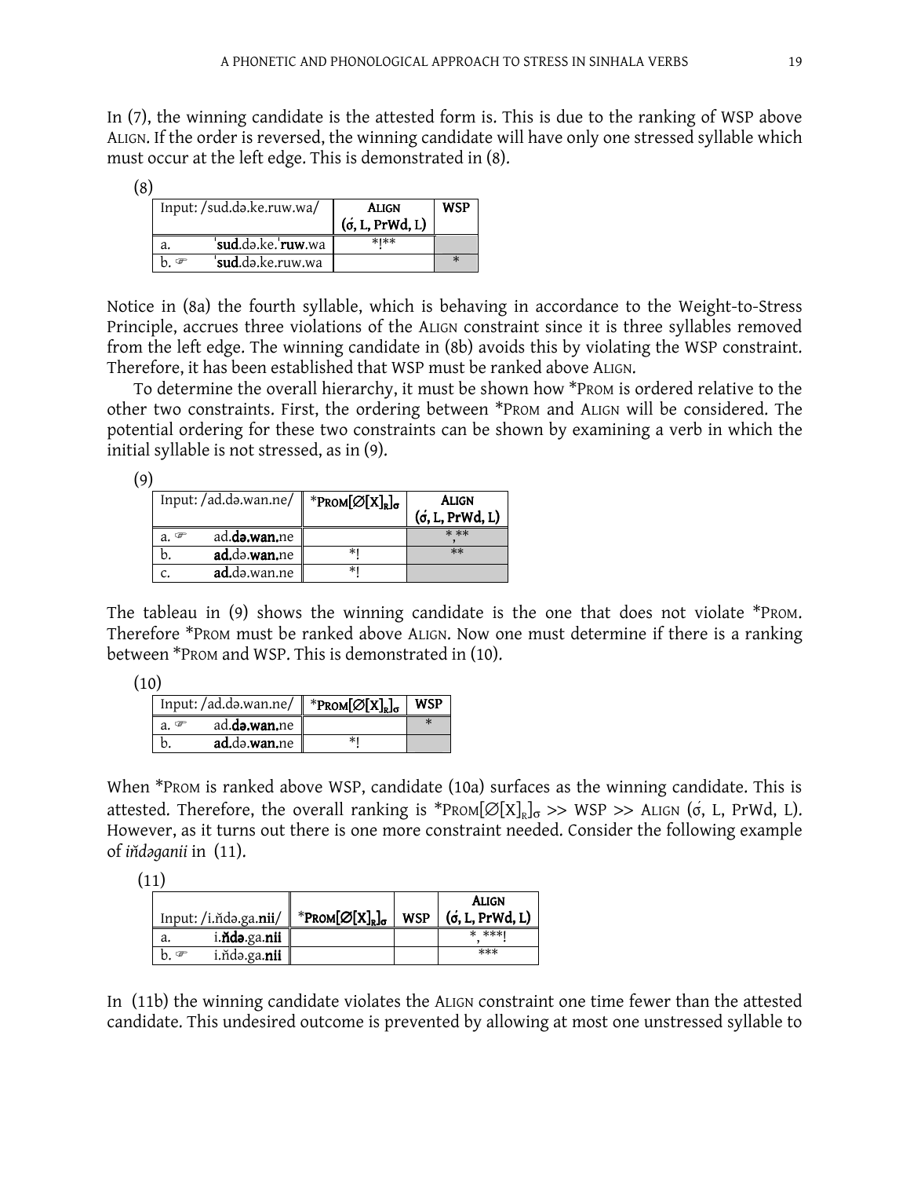In (7), the winning candidate is the attested form is. This is due to the ranking of WSP above ALIGN. If the order is reversed, the winning candidate will have only one stressed syllable which must occur at the left edge. This is demonstrated in (8).

(8)

| Input: /sud.də.ke.ruw.wa/ | | ALIGN (σ́, L, PrWd, L) | WSP |
|---|---|---|---|
| a. | ˈ**sud**.də.ke.ˈ**ruw**.wa | \*!\*\* | |
| b. ☞ | ˈ**sud**.də.ke.ruw.wa | | \* |

Notice in (8a) the fourth syllable, which is behaving in accordance to the Weight-to-Stress Principle, accrues three violations of the ALIGN constraint since it is three syllables removed from the left edge. The winning candidate in (8b) avoids this by violating the WSP constraint. Therefore, it has been established that WSP must be ranked above ALIGN.

To determine the overall hierarchy, it must be shown how \*PROM is ordered relative to the other two constraints. First, the ordering between \*PROM and ALIGN will be considered. The potential ordering for these two constraints can be shown by examining a verb in which the initial syllable is not stressed, as in (9).

(9)

| Input: /ad.də.wan.ne/ | | $*\text{PROM}[\varnothing[X]_R]_\sigma$ | ALIGN (σ́, L, PrWd, L) |
|---|---|---|---|
| a. ☞ | ad.**də.wan.**ne | | \*, \*\* |
| b. | **ad.**də.**wan.**ne | \*! | \*\* |
| c. | **ad.**də.wan.ne | \*! | |

The tableau in (9) shows the winning candidate is the one that does not violate \*PROM. Therefore \*PROM must be ranked above ALIGN. Now one must determine if there is a ranking between \*PROM and WSP. This is demonstrated in (10).

(10)

| Input: /ad.də.wan.ne/ | | $*\text{PROM}[\varnothing[X]_R]_\sigma$ | WSP |
|---|---|---|---|
| a. ☞ | ad.**də.wan.**ne | | \* |
| b. | **ad.**də.**wan.**ne | \*! | |

When \*PROM is ranked above WSP, candidate (10a) surfaces as the winning candidate. This is attested. Therefore, the overall ranking is $*\text{PROM}[\varnothing[X]_R]_\sigma$ >> WSP >> ALIGN (σ́, L, PrWd, L). However, as it turns out there is one more constraint needed. Consider the following example of *iňdəganii* in (11).

(11)

| Input: /i.ňdə.ga.**nii**/ | | $*\text{PROM}[\varnothing[X]_R]_\sigma$ | WSP | ALIGN (σ́, L, PrWd, L) |
|---|---|---|---|---|
| a. | i.**ňdə**.ga.**nii** | | | \*, \*\*\*! |
| b. ☞ | i.ňdə.ga.**nii** | | | \*\*\* |

In (11b) the winning candidate violates the ALIGN constraint one time fewer than the attested candidate. This undesired outcome is prevented by allowing at most one unstressed syllable to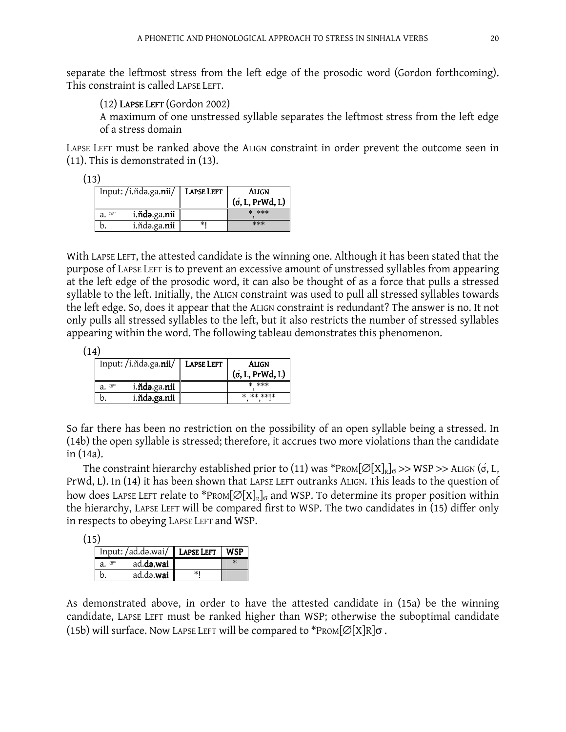separate the leftmost stress from the left edge of the prosodic word (Gordon forthcoming). This constraint is called LAPSE LEFT.

(12) **LAPSE LEFT** (Gordon 2002)
A maximum of one unstressed syllable separates the leftmost stress from the left edge of a stress domain

LAPSE LEFT must be ranked above the ALIGN constraint in order prevent the outcome seen in (11). This is demonstrated in (13).

(13)

| Input: /i.n̆də.ga.**nii**/ | LAPSE LEFT | ALIGN (σ́, L, PrWd, L) |
|---|---|---|
| a. ☞ i.**n̆də**.ga.**nii** | | *, *** |
| b. i.n̆də.ga.**nii** | *! | *** |

With LAPSE LEFT, the attested candidate is the winning one. Although it has been stated that the purpose of LAPSE LEFT is to prevent an excessive amount of unstressed syllables from appearing at the left edge of the prosodic word, it can also be thought of as a force that pulls a stressed syllable to the left. Initially, the ALIGN constraint was used to pull all stressed syllables towards the left edge. So, does it appear that the ALIGN constraint is redundant? The answer is no. It not only pulls all stressed syllables to the left, but it also restricts the number of stressed syllables appearing within the word. The following tableau demonstrates this phenomenon.

(14)

| Input: /i.n̆də.ga.**nii**/ | LAPSE LEFT | ALIGN (σ́, L, PrWd, L) |
|---|---|---|
| a. ☞ i.**n̆də**.ga.**nii** | | *, *** |
| b. i.**n̆də.ga.nii** | | *, **, **!* |

So far there has been no restriction on the possibility of an open syllable being a stressed. In (14b) the open syllable is stressed; therefore, it accrues two more violations than the candidate in (14a).

The constraint hierarchy established prior to (11) was *PROM[$\varnothing$[X]$_R$]$_\sigma$ >> WSP >> ALIGN (σ́, L, PrWd, L). In (14) it has been shown that LAPSE LEFT outranks ALIGN. This leads to the question of how does LAPSE LEFT relate to *PROM[$\varnothing$[X]$_R$]$_\sigma$ and WSP. To determine its proper position within the hierarchy, LAPSE LEFT will be compared first to WSP. The two candidates in (15) differ only in respects to obeying LAPSE LEFT and WSP.

(15)

| Input: /ad.də.wai/ | LAPSE LEFT | WSP |
|---|---|---|
| a. ☞ ad.**də.wai** | | * |
| b. ad.də.**wai** | *! | |

As demonstrated above, in order to have the attested candidate in (15a) be the winning candidate, LAPSE LEFT must be ranked higher than WSP; otherwise the suboptimal candidate (15b) will surface. Now LAPSE LEFT will be compared to *PROM[$\varnothing$[X]R]σ .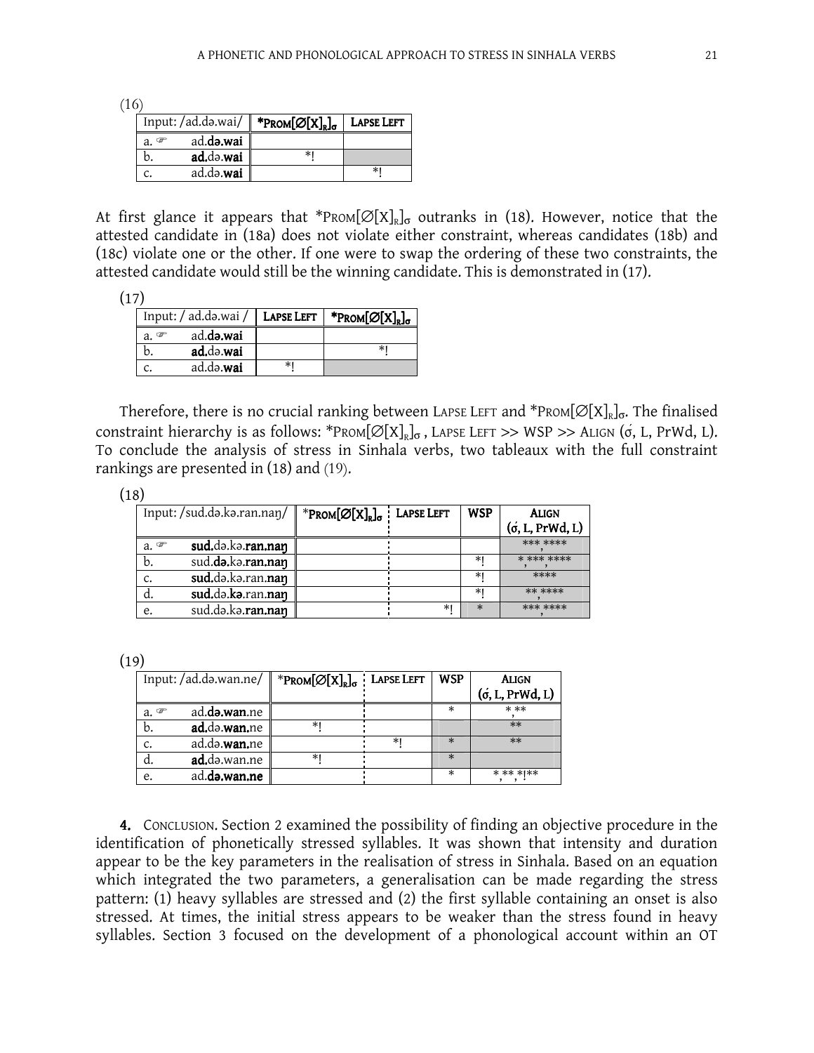(16)

| Input: /ad.də.wai/ | *PROM[∅[X]$_R$]$_σ$ | LAPSE LEFT |
|---|---|---|
| a. ☞ ad.**də.wai** | | |
| b. **ad.**də.**wai** | *! | |
| c. ad.də.**wai** | | *! |

At first glance it appears that *PROM[∅[X]$_R$]$_σ$ outranks in (18). However, notice that the attested candidate in (18a) does not violate either constraint, whereas candidates (18b) and (18c) violate one or the other. If one were to swap the ordering of these two constraints, the attested candidate would still be the winning candidate. This is demonstrated in (17).

(17)

| Input: / ad.də.wai / | LAPSE LEFT | *PROM[∅[X]$_R$]$_σ$ |
|---|---|---|
| a. ☞ ad.**də.wai** | | |
| b. **ad.**də.**wai** | | *! |
| c. ad.də.**wai** | *! | |

Therefore, there is no crucial ranking between LAPSE LEFT and *PROM[∅[X]$_R$]$_σ$. The finalised constraint hierarchy is as follows: *PROM[∅[X]$_R$]$_σ$ , LAPSE LEFT >> WSP >> ALIGN (σ́, L, PrWd, L). To conclude the analysis of stress in Sinhala verbs, two tableaux with the full constraint rankings are presented in (18) and (19).

(18)

| Input: /sud.də.kə.ran.naŋ/ | *PROM[∅[X]$_R$]$_σ$ | LAPSE LEFT | WSP | ALIGN (σ́, L, PrWd, L) |
|---|---|---|---|---|
| a. ☞ **sud.**də.kə.**ran.naŋ** | | | | ***,**** |
| b. sud.**də**.kə.**ran.naŋ** | | | *! | *,***,**** |
| c. **sud.**də.kə.ran.**naŋ** | | | *! | **** |
| d. **sud.**də.**kə**.ran.**naŋ** | | | *! | **,**** |
| e. sud.də.kə.**ran.naŋ** | | *! | * | ***,**** |

(19)

| Input: /ad.də.wan.ne/ | *PROM[∅[X]$_R$]$_σ$ | LAPSE LEFT | WSP | ALIGN (σ́, L, PrWd, L) |
|---|---|---|---|---|
| a. ☞ ad.**də.wan**.ne | | | * | *,** |
| b. **ad.**də.**wan.**ne | *! | | | ** |
| c. ad.də.**wan.**ne | | *! | * | ** |
| d. **ad.**də.wan.ne | *! | | * | |
| e. ad.**də.wan.ne** | | | * | *,**,*!** |

**4.** CONCLUSION. Section 2 examined the possibility of finding an objective procedure in the identification of phonetically stressed syllables. It was shown that intensity and duration appear to be the key parameters in the realisation of stress in Sinhala. Based on an equation which integrated the two parameters, a generalisation can be made regarding the stress pattern: (1) heavy syllables are stressed and (2) the first syllable containing an onset is also stressed. At times, the initial stress appears to be weaker than the stress found in heavy syllables. Section 3 focused on the development of a phonological account within an OT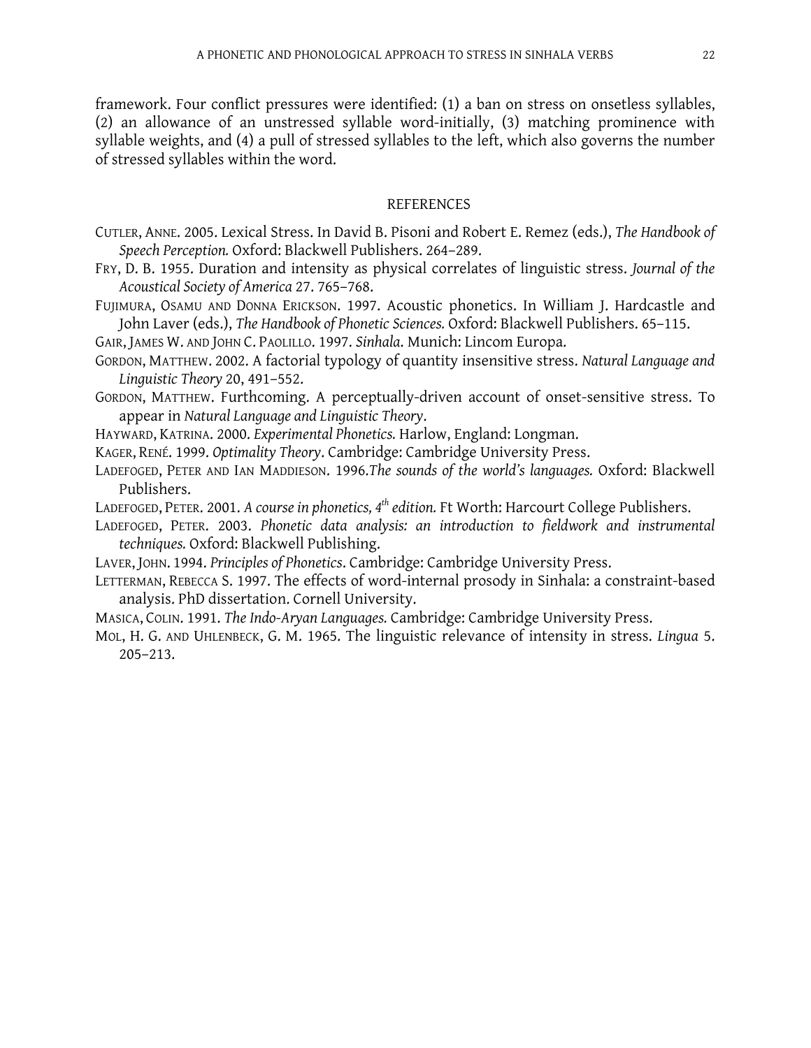framework. Four conflict pressures were identified: (1) a ban on stress on onsetless syllables, (2) an allowance of an unstressed syllable word-initially, (3) matching prominence with syllable weights, and (4) a pull of stressed syllables to the left, which also governs the number of stressed syllables within the word.

## REFERENCES

CUTLER, ANNE. 2005. Lexical Stress. In David B. Pisoni and Robert E. Remez (eds.), *The Handbook of Speech Perception.* Oxford: Blackwell Publishers. 264–289.

FRY, D. B. 1955. Duration and intensity as physical correlates of linguistic stress. *Journal of the Acoustical Society of America* 27. 765–768.

FUJIMURA, OSAMU AND DONNA ERICKSON. 1997. Acoustic phonetics. In William J. Hardcastle and John Laver (eds.), *The Handbook of Phonetic Sciences.* Oxford: Blackwell Publishers. 65–115.

GAIR, JAMES W. AND JOHN C. PAOLILLO. 1997. *Sinhala.* Munich: Lincom Europa.

GORDON, MATTHEW. 2002. A factorial typology of quantity insensitive stress. *Natural Language and Linguistic Theory* 20, 491–552.

GORDON, MATTHEW. Furthcoming. A perceptually-driven account of onset-sensitive stress. To appear in *Natural Language and Linguistic Theory*.

HAYWARD, KATRINA. 2000. *Experimental Phonetics.* Harlow, England: Longman.

KAGER, RENÉ. 1999. *Optimality Theory*. Cambridge: Cambridge University Press.

LADEFOGED, PETER AND IAN MADDIESON. 1996.*The sounds of the world's languages.* Oxford: Blackwell Publishers.

LADEFOGED, PETER. 2001. *A course in phonetics, 4th edition.* Ft Worth: Harcourt College Publishers.

LADEFOGED, PETER. 2003. *Phonetic data analysis: an introduction to fieldwork and instrumental techniques.* Oxford: Blackwell Publishing.

LAVER, JOHN. 1994. *Principles of Phonetics*. Cambridge: Cambridge University Press.

LETTERMAN, REBECCA S. 1997. The effects of word-internal prosody in Sinhala: a constraint-based analysis. PhD dissertation. Cornell University.

MASICA, COLIN. 1991. *The Indo-Aryan Languages.* Cambridge: Cambridge University Press.

MOL, H. G. AND UHLENBECK, G. M. 1965. The linguistic relevance of intensity in stress. *Lingua* 5. 205–213.